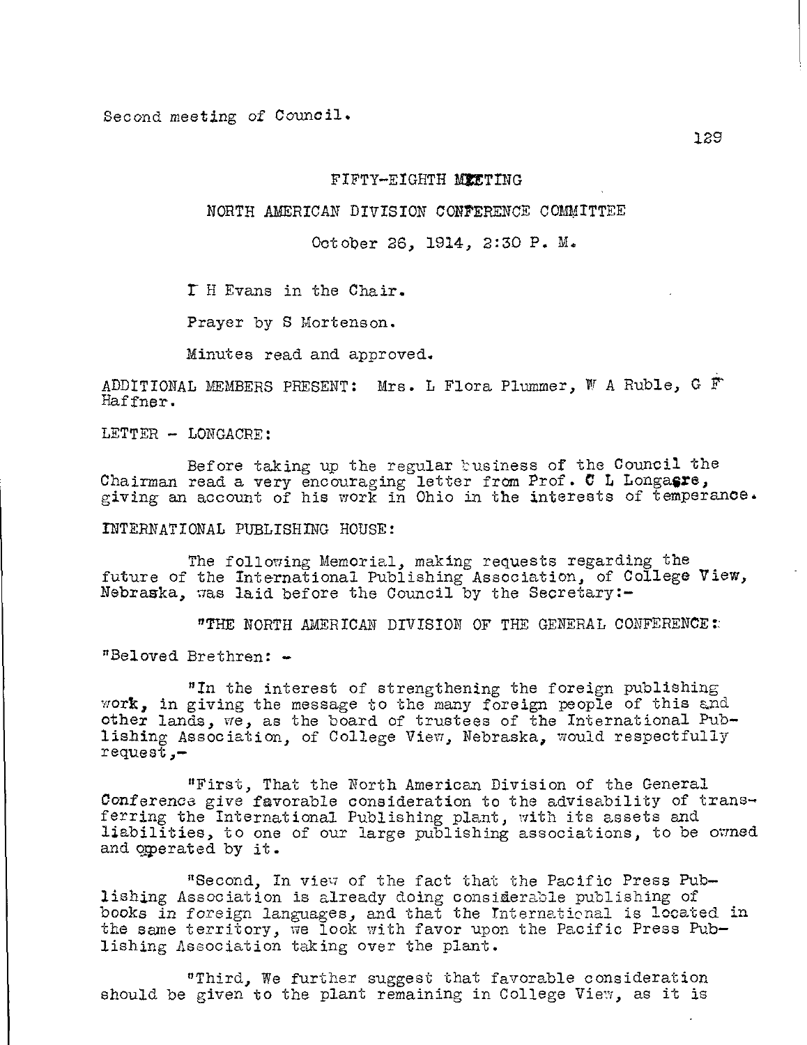Second meeting of Council.

FIFTY-EIGHTH MEETING

NORTH AMERICAN DIVISION CONFERENCE COMMITTEE

October 26, 1914, 2:30 P. M.

I H Evans in the Chair.

Prayer by S Mortenson.

Minutes read and approved.

ADDITIONAL MEMBERS PRESENT: Mrs. L Flora Plummer, W A Ruble, G F Haffner.

LETTER - LONGACRE:

Before taking up the regular business of the Council the Chairman read a very encouraging letter from Prof. C L Longacre, giving an account of his work in Ohio in the interests of temperance.

INTERNATIONAL PUBLISHING HOUSE:

The following Memorial, making requests regarding the future of the International Publishing Association, of College View, Nebraska, was laid before the Council by the Secretary:-

"THE NORTH AMERICAN DIVISION OF THE GENERAL CONFERENCE:

"Beloved Brethren: -

"In the interest of strengthening the foreign publishing work, in giving the message to the many foreign people of this and other lands, we, as the board of trustees of the International Publishing Association, of College View, Nebraska, would respectfully request,-

"First, That the North American Division of the General Conference give favorable consideration to the advisability of transferring the International Publishing plant, with its assets and liabilities, to one of our large publishing associations, to be owned and operated by it.

"Second, In view of the fact that the Pacific Press Publishing Association is already doing considerable publishing of books in foreign languages, and that the International is located in the same territory, we look with favor upon the Pacific Press Publishing Association taking over the plant.

"Third, We further suggest that favorable consideration should be given to the plant remaining in College View, as it is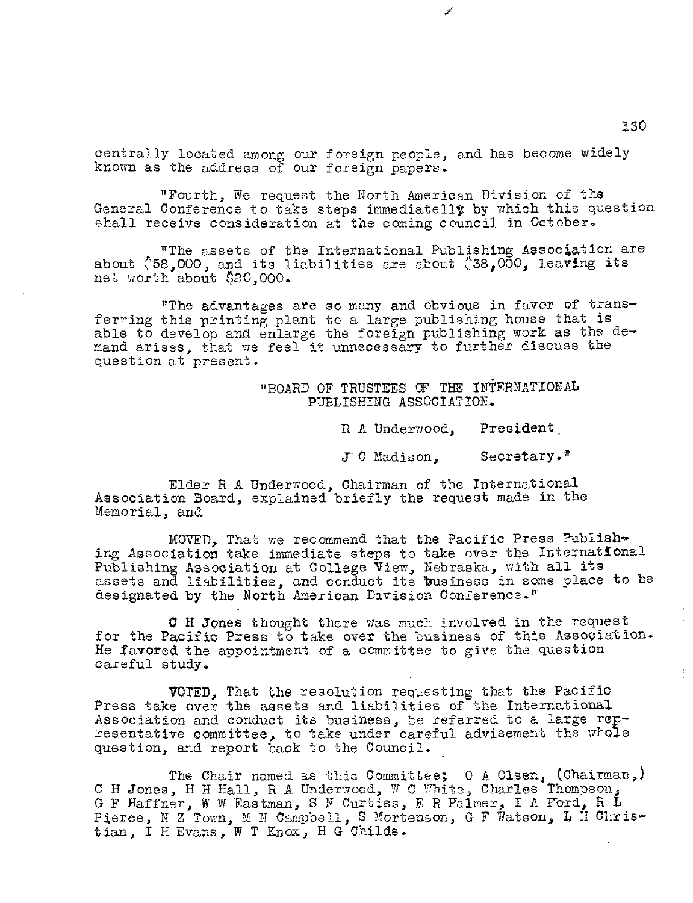centrally located among our foreign people, and has become widely known as the address of our foreign papers.

"Fourth, We request the North American Division of the General Conference to take steps immediately by which this question shall receive consideration at the coming council in October.

"The assets of the International Publishing Association are about $58,000, and its liabilities are about $38,000, leaving its net worth about $20,000.

"The advantages are so many and obvious in favor of transferring this printing plant to a large publishing house that is able to develop and enlarge the foreign publishing work as the demand arises, that we feel it unnecessary to further discuss the question at present.

"BOARD OF TRUSTEES OF THE INTERNATIONAL PUBLISHING ASSOCIATION.

R A Underwood, President

J C Madison, Secretary."

Elder R A Underwood, Chairman of the International Association Board, explained briefly the request made in the Memorial, and

MOVED, That we recommend that the Pacific Press Publishing Association take immediate steps to take over the International Publishing Association at College View, Nebraska, with all its assets and liabilities, and conduct its business in some place to be designated by the North American Division Conference."

C H Jones thought there was much involved in the request for the Pacific Press to take over the business of this Association. He favored the appointment of a committee to give the question careful study.

VOTED, That the resolution requesting that the Pacific Press take over the assets and liabilities of the International Association and conduct its business, be referred to a large representative committee, to take under careful advisement the whole question, and report back to the Council.

The Chair named as this Committee; O A Olsen, (Chairman,) C H Jones, H H Hall, R A Underwood, W C White, Charles Thompson, G F Haffner, W W Eastman, S N Curtiss, E R Palmer, I A Ford, R L Pierce, N Z Town, M N Campbell, S Mortenson, G F Watson, L H Christian, I H Evans, W T Knox, H G Childs.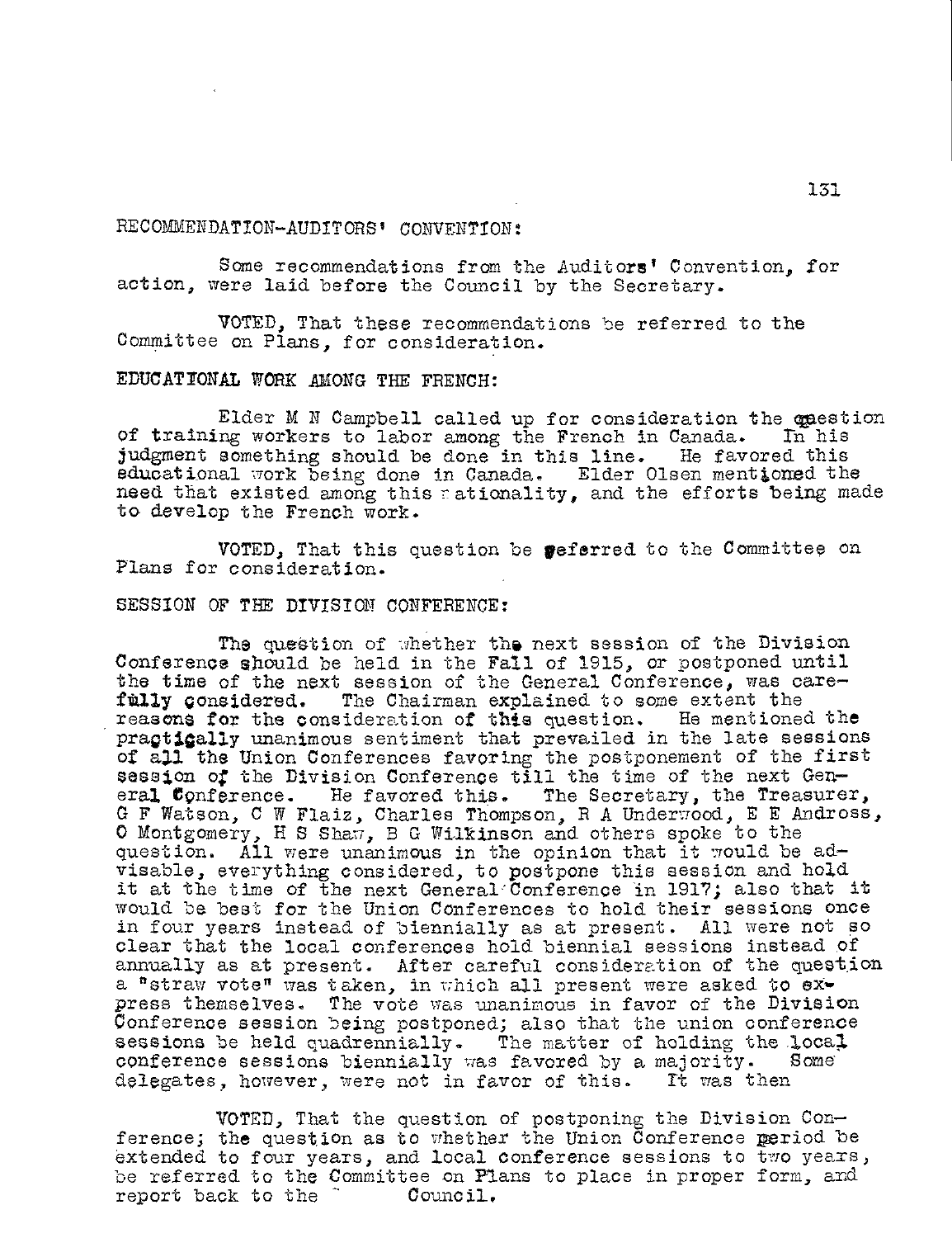RECOMMENDATION-AUDITORS' CONVENTION:

Some recommendations from the Auditors' Convention, for action, were laid before the Council by the Secretary.

VOTED, That these recommendations be referred to the Committee on Plans, for consideration.

EDUCATIONAL WORK AMONG THE FRENCH:

Elder M N Campbell called up for consideration the question of training workers to labor among the French in Canada. In his judgment something should be done in this line. He favored this educational work being done in Canada. Elder Olsen mentioned the need that existed among this nationality, and the efforts being made to develop the French work.

VOTED, That this question be referred to the Committee on Plans for consideration.

SESSION OF THE DIVISION CONFERENCE:

The question of whether the next session of the Division Conference should be held in the Fall of 1915, or postponed until the time of the next session of the General Conference, was carefully considered. The Chairman explained to some extent the reasons for the consideration of this question. He mentioned the practically unanimous sentiment that prevailed in the late sessions of all the Union Conferences favoring the postponement of the first session of the Division Conference till the time of the next General Conference. He favored this. The Secretary, the Treasurer, G F Watson, C W Flaiz, Charles Thompson, R A Underwood, E E Andross, O Montgomery, H S Shaw, B G Wilkinson and others spoke to the question. All were unanimous in the opinion that it would be advisable, everything considered, to postpone this session and hold it at the time of the next General Conference in 1917; also that it would be best for the Union Conferences to hold their sessions once in four years instead of biennially as at present. All were not so clear that the local conferences hold biennial sessions instead of annually as at present. After careful consideration of the question a "straw vote" was taken, in which all present were asked to express themselves. The vote was unanimous in favor of the Division Conference session being postponed; also that the union conference sessions be held quadrennially. The matter of holding the local conference sessions biennially was favored by a majority. Some delegates, however, were not in favor of this. It was then

VOTED, That the question of postponing the Division Conference; the question as to whether the Union Conference period be extended to four years, and local conference sessions to two years, be referred to the Committee on Plans to place in proper form, and report back to the Council.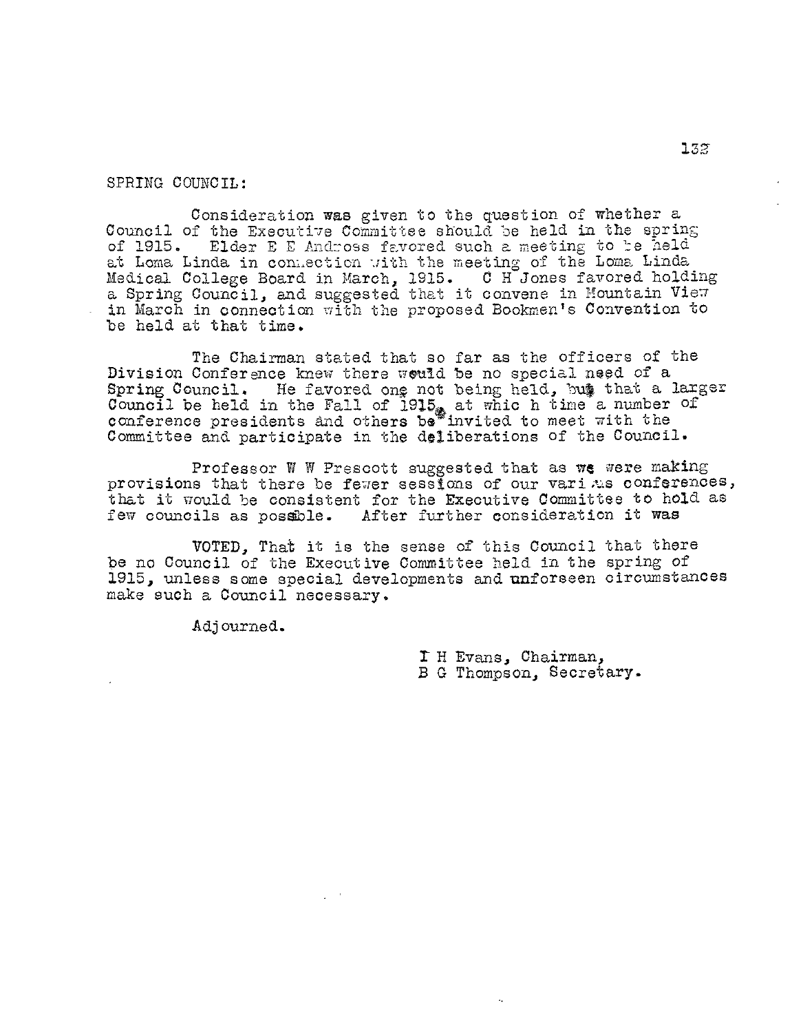SPRING COUNCIL:

Consideration was given to the question of whether a Council of the Executive Committee should be held in the spring of 1915. Elder E E Andross favored such a meeting to be held at Loma Linda in connection with the meeting of the Loma Linda Medical College Board in March, 1915. C H Jones favored holding a Spring Council, and suggested that it convene in Mountain View in March in connection with the proposed Bookmen's Convention to be held at that time.

The Chairman stated that so far as the officers of the Division Conference knew there would be no special need of a Spring Council. He favored one not being held, but that a larger Council be held in the Fall of 1915, at which time a number of conference presidents and others be invited to meet with the Committee and participate in the deliberations of the Council.

Professor W W Prescott suggested that as we were making provisions that there be fewer sessions of our various conferences, that it would be consistent for the Executive Committee to hold as few councils as possible. After further consideration it was

VOTED, That it is the sense of this Council that there be no Council of the Executive Committee held in the spring of 1915, unless some special developments and unforseen circumstances make such a Council necessary.

Adjourned.

I H Evans, Chairman,
B G Thompson, Secretary.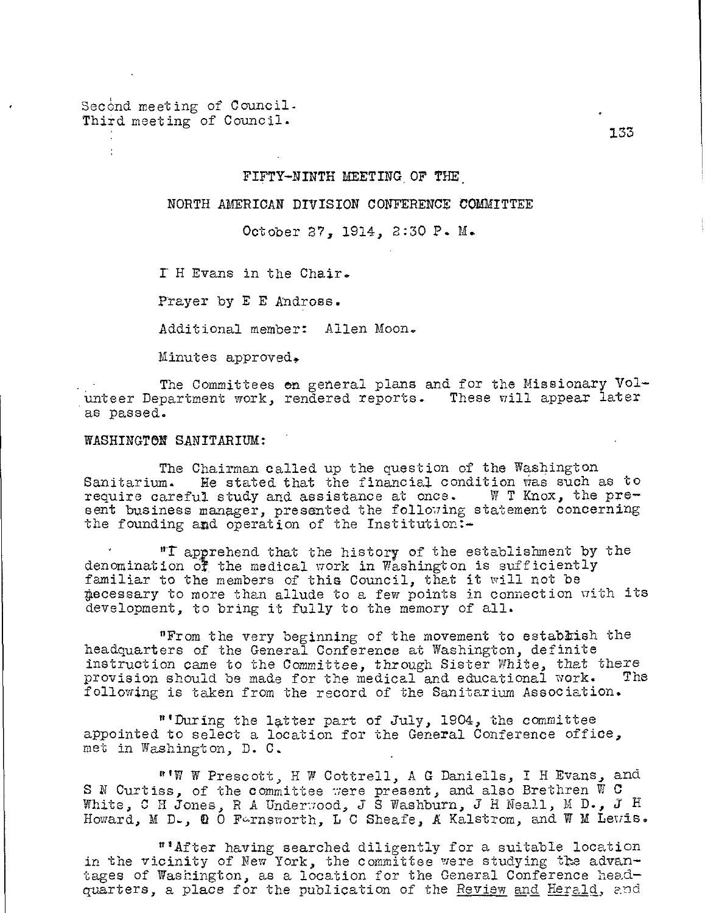Second meeting of Council.
Third meeting of Council.

FIFTY-NINTH MEETING OF THE

NORTH AMERICAN DIVISION CONFERENCE COMMITTEE

October 27, 1914, 2:30 P. M.

I H Evans in the Chair.

Prayer by E E Andross.

Additional member: Allen Moon.

Minutes approved.

The Committees on general plans and for the Missionary Volunteer Department work, rendered reports. These will appear later as passed.

WASHINGTON SANITARIUM:

The Chairman called up the question of the Washington Sanitarium. He stated that the financial condition was such as to require careful study and assistance at once. W T Knox, the present business manager, presented the following statement concerning the founding and operation of the Institution:-

"I apprehend that the history of the establishment by the denomination of the medical work in Washington is sufficiently familiar to the members of this Council, that it will not be necessary to more than allude to a few points in connection with its development, to bring it fully to the memory of all.

"From the very beginning of the movement to establish the headquarters of the General Conference at Washington, definite instruction came to the Committee, through Sister White, that there provision should be made for the medical and educational work. The following is taken from the record of the Sanitarium Association.

"'During the latter part of July, 1904, the committee appointed to select a location for the General Conference office, met in Washington, D. C.

"'W W Prescott, H W Cottrell, A G Daniells, I H Evans, and S N Curtiss, of the committee were present, and also Brethren W C White, C H Jones, R A Underwood, J S Washburn, J H Neall, M D., J H Howard, M D., O O Farnsworth, L C Sheafe, A Kalstrom, and W M Lewis.

"'After having searched diligently for a suitable location in the vicinity of New York, the committee were studying the advantages of Washington, as a location for the General Conference headquarters, a place for the publication of the Review and Herald, and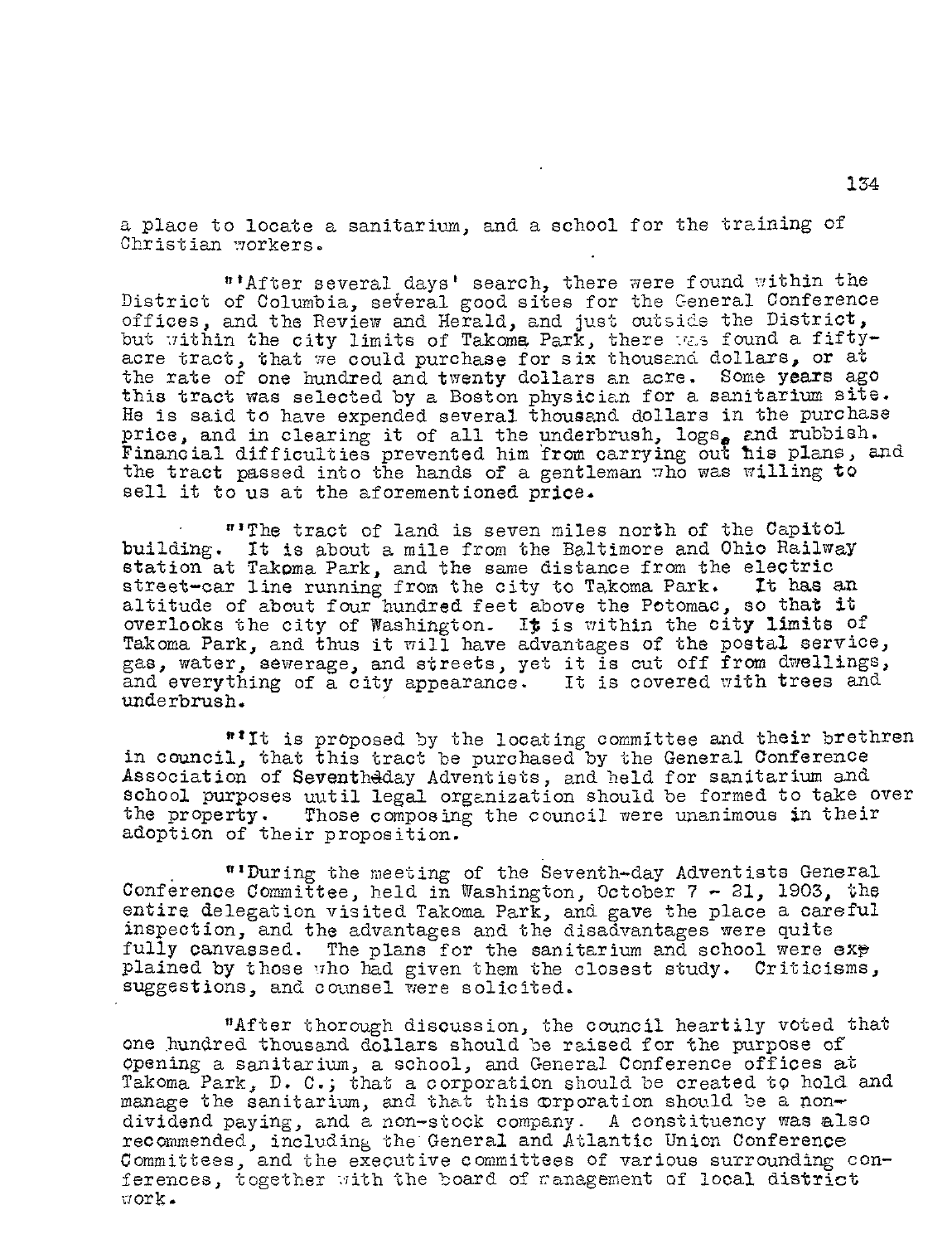a place to locate a sanitarium, and a school for the training of Christian workers.

"'After several days' search, there were found within the District of Columbia, several good sites for the General Conference offices, and the Review and Herald, and just outside the District, but within the city limits of Takoma Park, there was found a fifty-acre tract, that we could purchase for six thousand dollars, or at the rate of one hundred and twenty dollars an acre. Some years ago this tract was selected by a Boston physician for a sanitarium site. He is said to have expended several thousand dollars in the purchase price, and in clearing it of all the underbrush, logs, and rubbish. Financial difficulties prevented him from carrying out his plans, and the tract passed into the hands of a gentleman who was willing to sell it to us at the aforementioned price.

"'The tract of land is seven miles north of the Capitol building. It is about a mile from the Baltimore and Ohio Railway station at Takoma Park, and the same distance from the electric street-car line running from the city to Takoma Park. It has an altitude of about four hundred feet above the Potomac, so that it overlooks the city of Washington. It is within the city limits of Takoma Park, and thus it will have advantages of the postal service, gas, water, sewerage, and streets, yet it is cut off from dwellings, and everything of a city appearance. It is covered with trees and underbrush.

"'It is proposed by the locating committee and their brethren in council, that this tract be purchased by the General Conference Association of Seventh-day Adventists, and held for sanitarium and school purposes until legal organization should be formed to take over the property. Those composing the council were unanimous in their adoption of their proposition.

"'During the meeting of the Seventh-day Adventists General Conference Committee, held in Washington, October 7 - 21, 1903, the entire delegation visited Takoma Park, and gave the place a careful inspection, and the advantages and the disadvantages were quite fully canvassed. The plans for the sanitarium and school were explained by those who had given them the closest study. Criticisms, suggestions, and counsel were solicited.

"After thorough discussion, the council heartily voted that one hundred thousand dollars should be raised for the purpose of opening a sanitarium, a school, and General Conference offices at Takoma Park, D. C.; that a corporation should be created to hold and manage the sanitarium, and that this corporation should be a non-dividend paying, and a non-stock company. A constituency was also recommended, including the General and Atlantic Union Conference Committees, and the executive committees of various surrounding conferences, together with the board of management of local district work.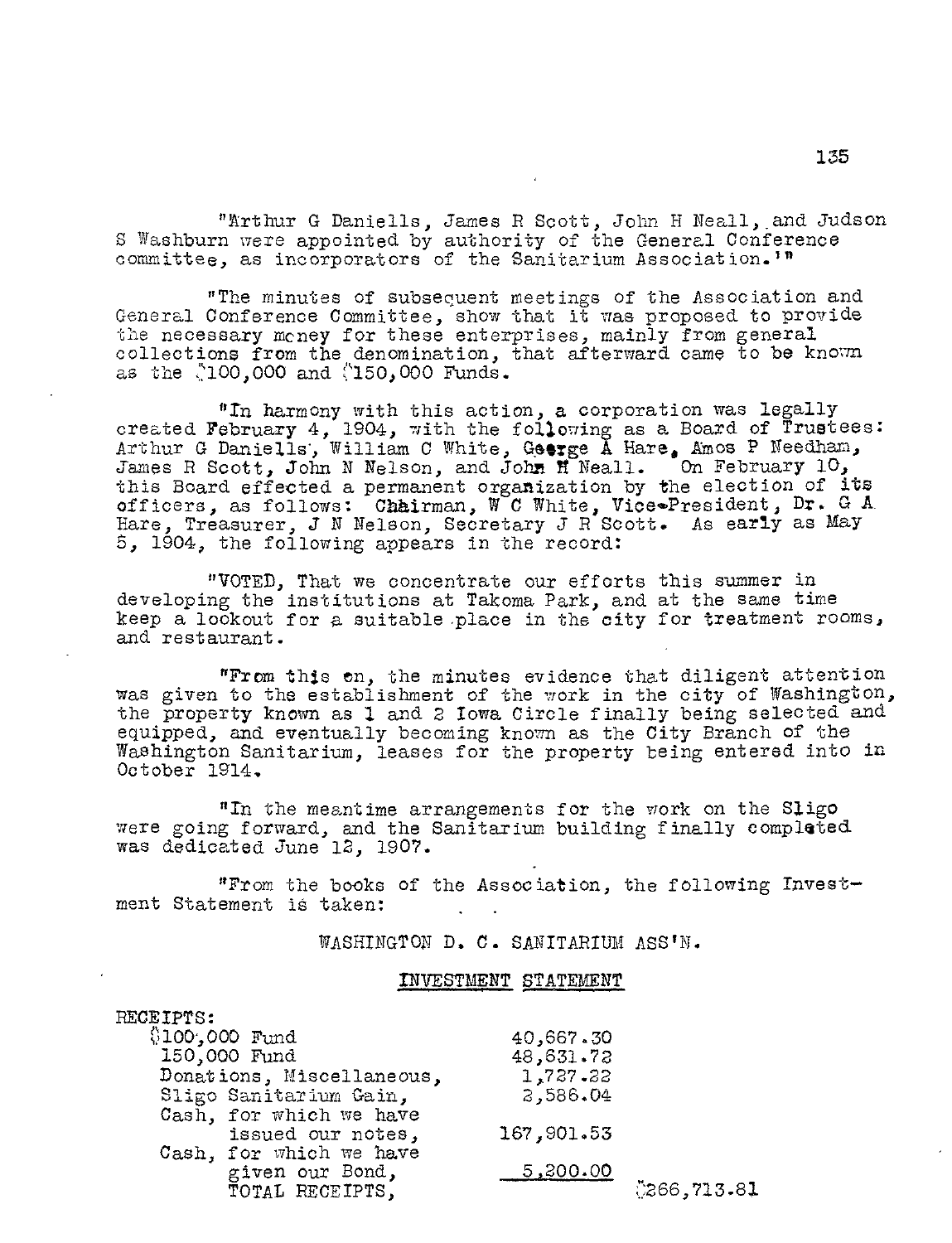"Arthur G Daniells, James R Scott, John H Neall, and Judson S Washburn were appointed by authority of the General Conference committee, as incorporators of the Sanitarium Association.'"

"The minutes of subsequent meetings of the Association and General Conference Committee, show that it was proposed to provide the necessary money for these enterprises, mainly from general collections from the denomination, that afterward came to be known as the $100,000 and $150,000 Funds.

"In harmony with this action, a corporation was legally created February 4, 1904, with the following as a Board of Trustees: Arthur G Daniells, William C White, George A Hare, Amos P Needham, James R Scott, John N Nelson, and John H Neall. On February 10, this Board effected a permanent organization by the election of its officers, as follows: Chairman, W C White, Vice-President, Dr. G A Hare, Treasurer, J N Nelson, Secretary J R Scott. As early as May 5, 1904, the following appears in the record:

"VOTED, That we concentrate our efforts this summer in developing the institutions at Takoma Park, and at the same time keep a lookout for a suitable place in the city for treatment rooms, and restaurant.

"From this on, the minutes evidence that diligent attention was given to the establishment of the work in the city of Washington, the property known as 1 and 2 Iowa Circle finally being selected and equipped, and eventually becoming known as the City Branch of the Washington Sanitarium, leases for the property being entered into in October 1914.

"In the meantime arrangements for the work on the Sligo were going forward, and the Sanitarium building finally completed was dedicated June 12, 1907.

"From the books of the Association, the following Investment Statement is taken:

WASHINGTON D. C. SANITARIUM ASS'N.

INVESTMENT STATEMENT

| RECEIPTS: | | |
|---|---|---|
| $100,000 Fund | 40,667.30 | |
| 150,000 Fund | 48,631.72 | |
| Donations, Miscellaneous, | 1,727.22 | |
| Sligo Sanitarium Gain, | 2,586.04 | |
| Cash, for which we have issued our notes, | 167,901.53 | |
| Cash, for which we have given our Bond, | 5,200.00 | |
| TOTAL RECEIPTS, | | $266,713.81 |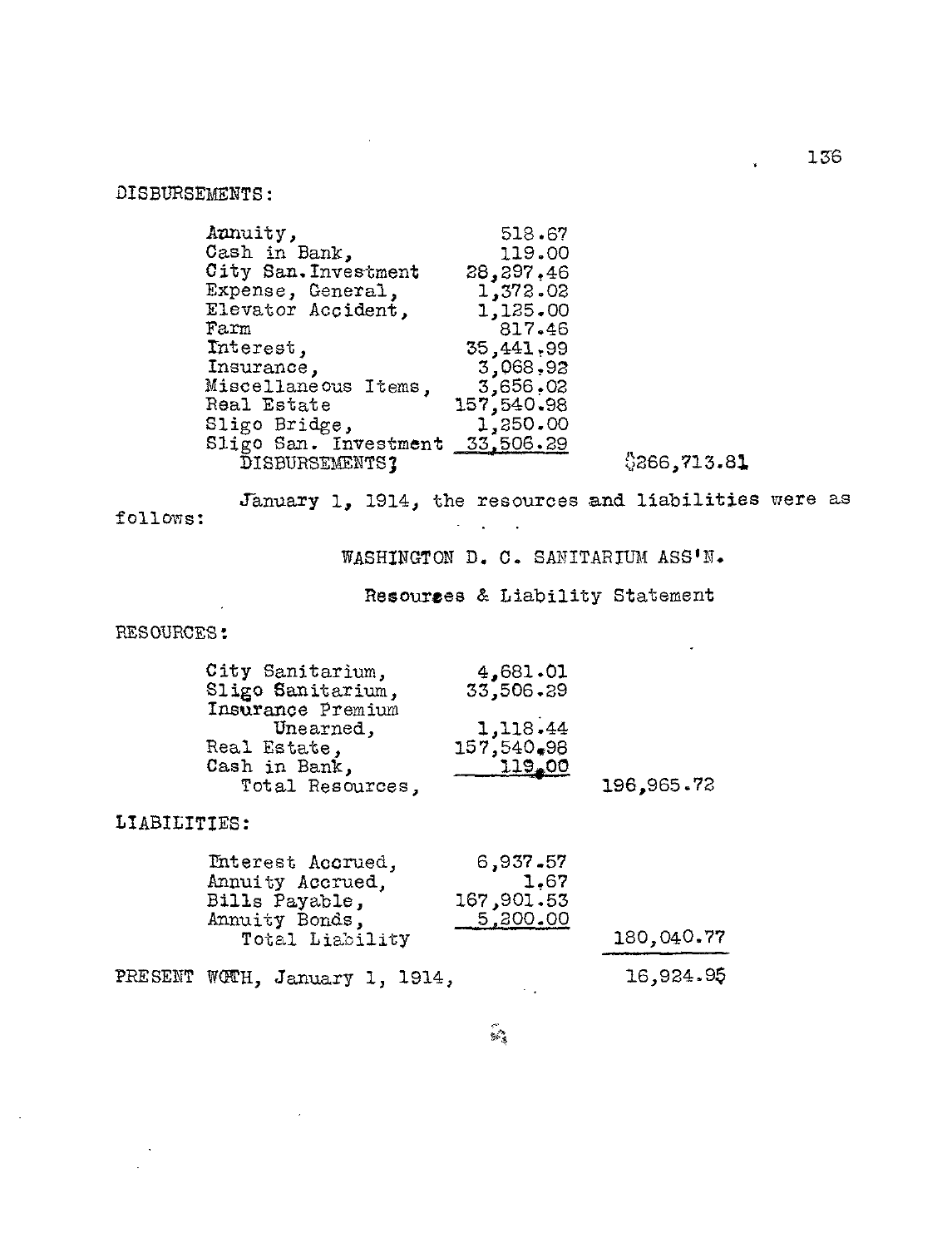DISBURSEMENTS:

| | | |
|---|---|---|
| Annuity, | 518.67 | |
| Cash in Bank, | 119.00 | |
| City San. Investment | 28,297.46 | |
| Expense, General, | 1,372.02 | |
| Elevator Accident, | 1,125.00 | |
| Farm | 817.46 | |
| Interest, | 35,441.99 | |
| Insurance, | 3,068.92 | |
| Miscellaneous Items, | 3,656.02 | |
| Real Estate | 157,540.98 | |
| Sligo Bridge, | 1,250.00 | |
| Sligo San. Investment | 33,506.29 | |
| DISBURSEMENTS; | | $266,713.81 |

January 1, 1914, the resources and liabilities were as follows:

WASHINGTON D. C. SANITARIUM ASS'N.

Resources & Liability Statement

RESOURCES:

| | | |
|---|---|---|
| City Sanitarium, | 4,681.01 | |
| Sligo Sanitarium, | 33,506.29 | |
| Insurance Premium Unearned, | 1,118.44 | |
| Real Estate, | 157,540.98 | |
| Cash in Bank, | 119.00 | |
| Total Resources, | | 196,965.72 |

LIABILITIES:

| | | |
|---|---|---|
| Interest Accrued, | 6,937.57 | |
| Annuity Accrued, | 1.67 | |
| Bills Payable, | 167,901.53 | |
| Annuity Bonds, | 5,200.00 | |
| Total Liability | | 180,040.77 |

PRESENT WORTH, January 1, 1914, 16,924.95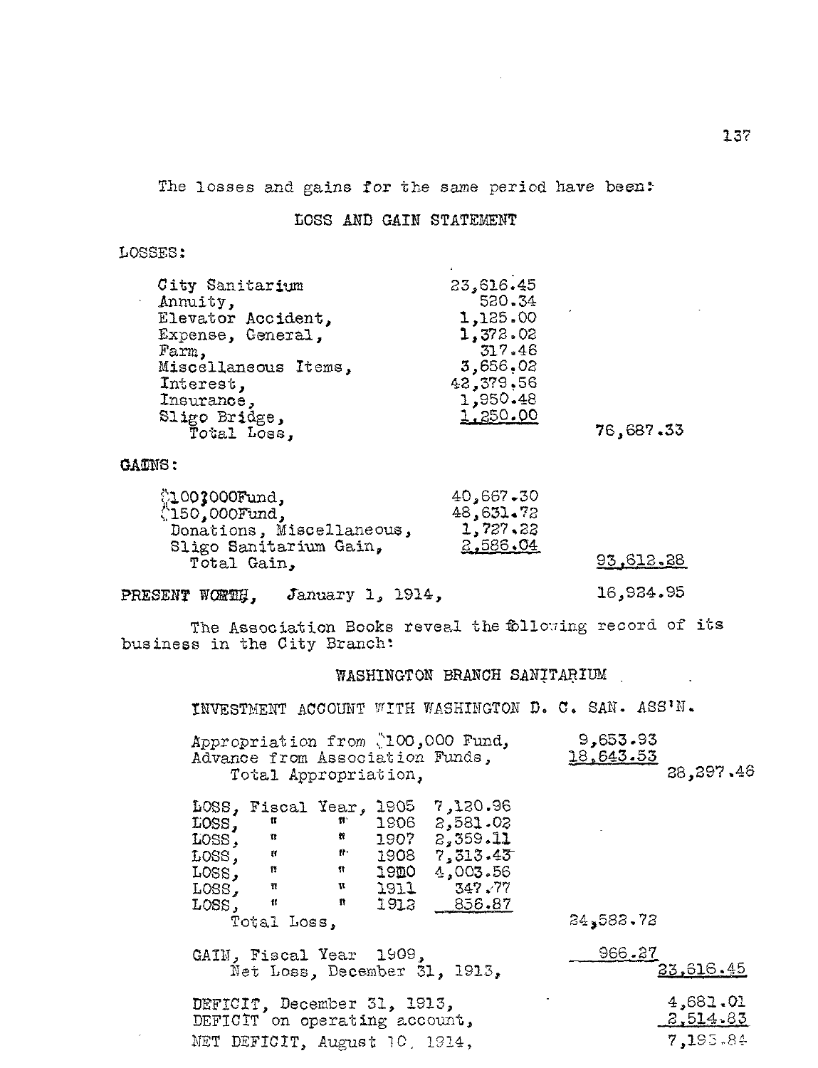The losses and gains for the same period have been:

LOSS AND GAIN STATEMENT

LOSSES:

| | | |
|---|---|---|
| City Sanitarium | 23,616.45 | |
| Annuity, | 520.34 | |
| Elevator Accident, | 1,125.00 | |
| Expense, General, | 1,372.02 | |
| Farm, | 317.46 | |
| Miscellaneous Items, | 3,656.02 | |
| Interest, | 42,379.56 | |
| Insurance, | 1,950.48 | |
| Sligo Bridge, | 1,250.00 | |
| Total Loss, | | 76,687.33 |

GAINS:

| | | |
|---|---|---|
| $100,000 Fund, | 40,667.30 | |
| $150,000 Fund, | 48,631.72 | |
| Donations, Miscellaneous, | 1,727.22 | |
| Sligo Sanitarium Gain, | 2,586.04 | |
| Total Gain, | | 93,612.28 |

PRESENT WORTH, January 1, 1914, 16,924.95

The Association Books reveal the following record of its business in the City Branch:

WASHINGTON BRANCH SANITARIUM

INVESTMENT ACCOUNT WITH WASHINGTON D. C. SAN. ASS'N.

| | | | |
|---|---|---|---|
| Appropriation from $100,000 Fund, | | 9,653.93 | |
| Advance from Association Funds, | | 18,643.53 | |
| Total Appropriation, | | | 28,297.46 |
| LOSS, Fiscal Year, 1905 | 7,120.96 | | |
| LOSS, " " 1906 | 2,581.02 | | |
| LOSS, " " 1907 | 2,359.11 | | |
| LOSS, " " 1908 | 7,313.43 | | |
| LOSS, " " 1910 | 4,003.56 | | |
| LOSS, " " 1911 | 347.77 | | |
| LOSS, " " 1912 | 856.87 | | |
| Total Loss, | | 24,582.72 | |
| GAIN, Fiscal Year 1909, | | 966.27 | |
| Net Loss, December 31, 1913, | | | 23,616.45 |
| DEFICIT, December 31, 1913, | | | 4,681.01 |
| DEFICIT on operating account, | | | 2,514.83 |
| NET DEFICIT, August 10, 1914, | | | 7,195.84 |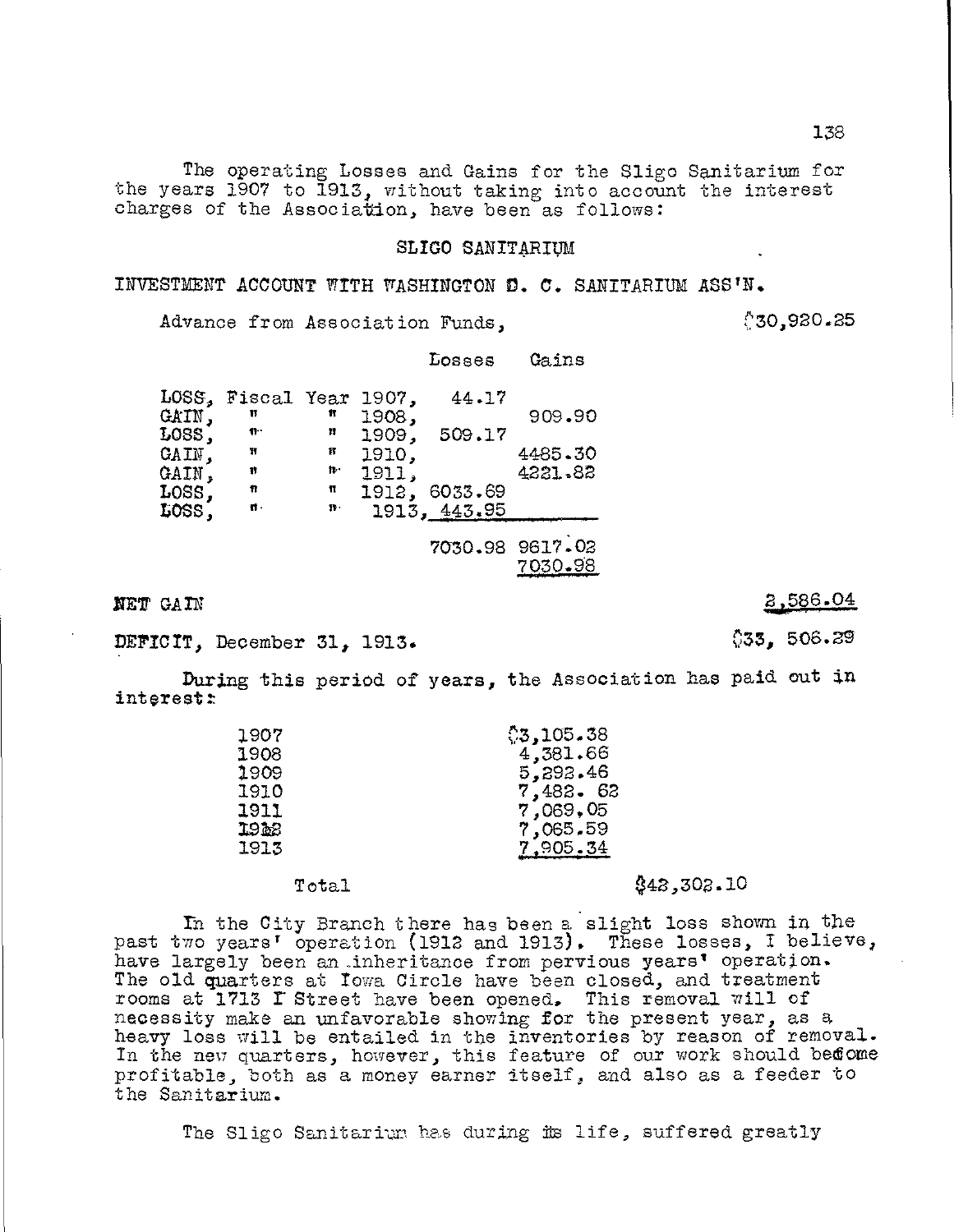The operating Losses and Gains for the Sligo Sanitarium for the years 1907 to 1913, without taking into account the interest charges of the Association, have been as follows:

## SLIGO SANITARIUM

INVESTMENT ACCOUNT WITH WASHINGTON D. C. SANITARIUM ASS'N.

Advance from Association Funds, $30,920.25

| | Losses | Gains |
|---|---|---|
| LOSS, Fiscal Year 1907, | 44.17 | |
| GAIN, " " 1908, | | 909.90 |
| LOSS, " " 1909, | 509.17 | |
| GAIN, " " 1910, | | 4485.30 |
| GAIN, " " 1911, | | 4221.82 |
| LOSS, " " 1912, | 6033.69 | |
| LOSS, " " 1913, | 443.95 | |
| | 7030.98 | 9617.02 |
| | | 7030.98 |

NET GAIN 2,586.04

DEFICIT, December 31, 1913. $33, 506.29

During this period of years, the Association has paid out in interest:

| | |
|---|---|
| 1907 | $3,105.38 |
| 1908 | 4,381.66 |
| 1909 | 5,292.46 |
| 1910 | 7,482. 62 |
| 1911 | 7,069.05 |
| 1912 | 7,065.59 |
| 1913 | 7,905.34 |
| Total | $42,302.10 |

In the City Branch there has been a slight loss shown in the past two years' operation (1912 and 1913). These losses, I believe, have largely been an inheritance from pervious years' operation. The old quarters at Iowa Circle have been closed, and treatment rooms at 1713 I Street have been opened. This removal will of necessity make an unfavorable showing for the present year, as a heavy loss will be entailed in the inventories by reason of removal. In the new quarters, however, this feature of our work should become profitable, both as a money earner itself, and also as a feeder to the Sanitarium.

The Sligo Sanitarium has during its life, suffered greatly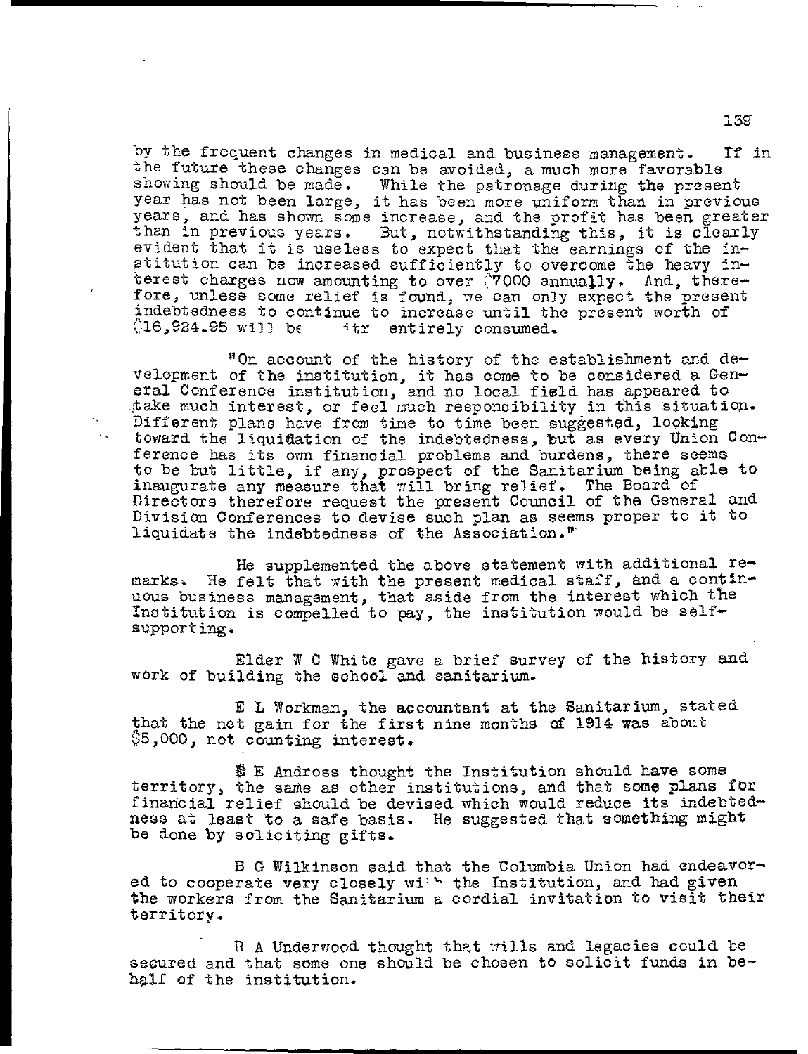by the frequent changes in medical and business management. If in the future these changes can be avoided, a much more favorable showing should be made. While the patronage during the present year has not been large, it has been more uniform than in previous years, and has shown some increase, and the profit has been greater than in previous years. But, notwithstanding this, it is clearly evident that it is useless to expect that the earnings of the institution can be increased sufficiently to overcome the heavy interest charges now amounting to over $7000 annually. And, therefore, unless some relief is found, we can only expect the present indebtedness to continue to increase until the present worth of $16,924.95 will be itr entirely consumed.

"On account of the history of the establishment and development of the institution, it has come to be considered a General Conference institution, and no local field has appeared to take much interest, or feel much responsibility in this situation. Different plans have from time to time been suggested, looking toward the liquidation of the indebtedness, but as every Union Conference has its own financial problems and burdens, there seems to be but little, if any, prospect of the Sanitarium being able to inaugurate any measure that will bring relief. The Board of Directors therefore request the present Council of the General and Division Conferences to devise such plan as seems proper to it to liquidate the indebtedness of the Association."

He supplemented the above statement with additional remarks. He felt that with the present medical staff, and a continuous business management, that aside from the interest which the Institution is compelled to pay, the institution would be self-supporting.

Elder W C White gave a brief survey of the history and work of building the school and sanitarium.

E L Workman, the accountant at the Sanitarium, stated that the net gain for the first nine months of 1914 was about $5,000, not counting interest.

S E Andross thought the Institution should have some territory, the same as other institutions, and that some plans for financial relief should be devised which would reduce its indebtedness at least to a safe basis. He suggested that something might be done by soliciting gifts.

B G Wilkinson said that the Columbia Union had endeavored to cooperate very closely with the Institution, and had given the workers from the Sanitarium a cordial invitation to visit their territory.

R A Underwood thought that wills and legacies could be secured and that some one should be chosen to solicit funds in behalf of the institution.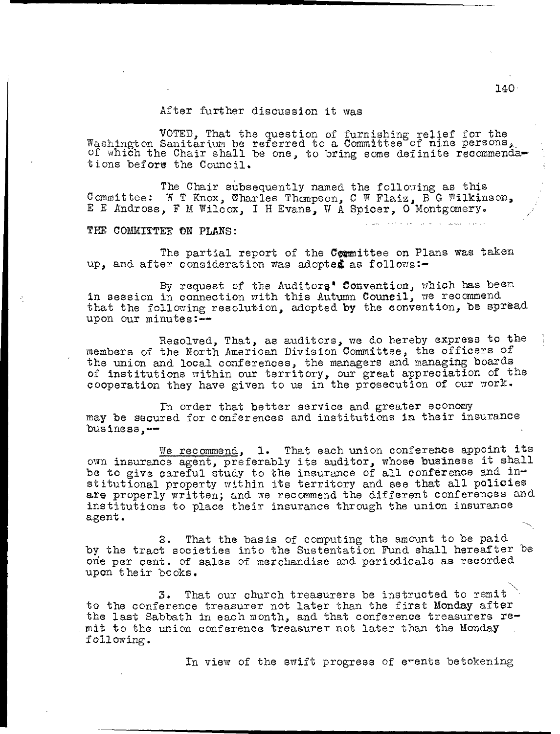After further discussion it was

VOTED, That the question of furnishing relief for the Washington Sanitarium be referred to a Committee of nine persons, of which the Chair shall be one, to bring some definite recommendations before the Council.

The Chair subsequently named the following as this Committee: W T Knox, Charles Thompson, C W Flaiz, B G Wilkinson, E E Andross, F M Wilcox, I H Evans, W A Spicer, O Montgomery.

THE COMMITTEE ON PLANS:

The partial report of the Committee on Plans was taken up, and after consideration was adopted as follows:-

By request of the Auditors' Convention, which has been in session in connection with this Autumn Council, we recommend that the following resolution, adopted by the convention, be spread upon our minutes:--

Resolved, That, as auditors, we do hereby express to the members of the North American Division Committee, the officers of the union and local conferences, the managers and managing boards of institutions within our territory, our great appreciation of the cooperation they have given to us in the prosecution of our work.

In order that better service and greater economy may be secured for conferences and institutions in their insurance business,--

We recommend, 1. That each union conference appoint its own insurance agent, preferably its auditor, whose business it shall be to give careful study to the insurance of all conference and institutional property within its territory and see that all policies are properly written; and we recommend the different conferences and institutions to place their insurance through the union insurance agent.

2. That the basis of computing the amount to be paid by the tract societies into the Sustentation Fund shall hereafter be one per cent. of sales of merchandise and periodicals as recorded upon their books.

3. That our church treasurers be instructed to remit to the conference treasurer not later than the first Monday after the last Sabbath in each month, and that conference treasurers remit to the union conference treasurer not later than the Monday following.

In view of the swift progress of events betokening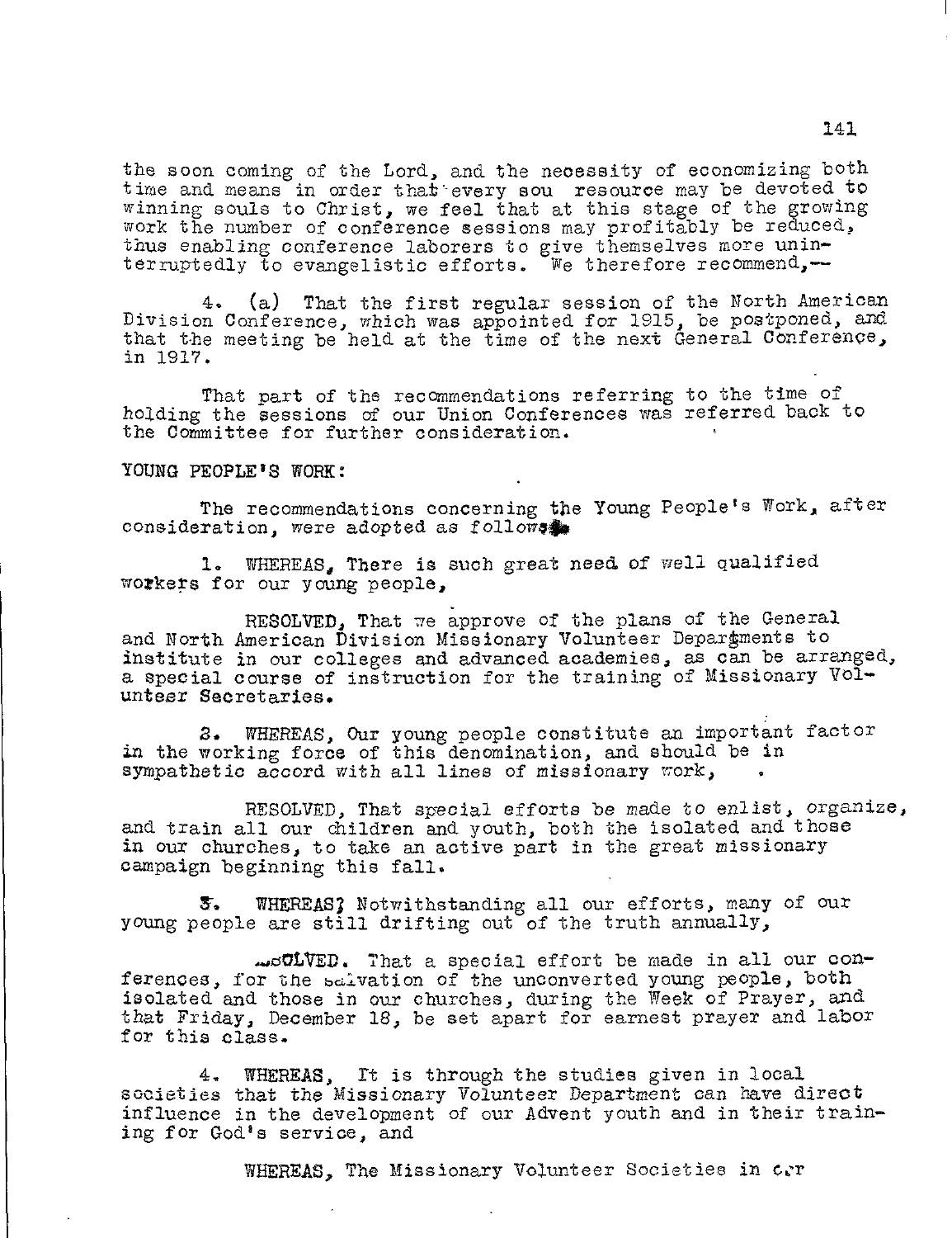the soon coming of the Lord, and the necessity of economizing both time and means in order that every sou resource may be devoted to winning souls to Christ, we feel that at this stage of the growing work the number of conference sessions may profitably be reduced, thus enabling conference laborers to give themselves more uninterruptedly to evangelistic efforts. We therefore recommend,—

4. (a) That the first regular session of the North American Division Conference, which was appointed for 1915, be postponed, and that the meeting be held at the time of the next General Conference, in 1917.

That part of the recommendations referring to the time of holding the sessions of our Union Conferences was referred back to the Committee for further consideration.

YOUNG PEOPLE'S WORK:

The recommendations concerning the Young People's Work, after consideration, were adopted as follows:

1. WHEREAS, There is such great need of well qualified workers for our young people,

RESOLVED, That we approve of the plans of the General and North American Division Missionary Volunteer Departments to institute in our colleges and advanced academies, as can be arranged, a special course of instruction for the training of Missionary Volunteer Secretaries.

2. WHEREAS, Our young people constitute an important factor in the working force of this denomination, and should be in sympathetic accord with all lines of missionary work,

RESOLVED, That special efforts be made to enlist, organize, and train all our children and youth, both the isolated and those in our churches, to take an active part in the great missionary campaign beginning this fall.

3. WHEREAS, Notwithstanding all our efforts, many of our young people are still drifting out of the truth annually,

RESOLVED. That a special effort be made in all our conferences, for the salvation of the unconverted young people, both isolated and those in our churches, during the Week of Prayer, and that Friday, December 18, be set apart for earnest prayer and labor for this class.

4. WHEREAS, It is through the studies given in local societies that the Missionary Volunteer Department can have direct influence in the development of our Advent youth and in their training for God's service, and

WHEREAS, The Missionary Volunteer Societies in our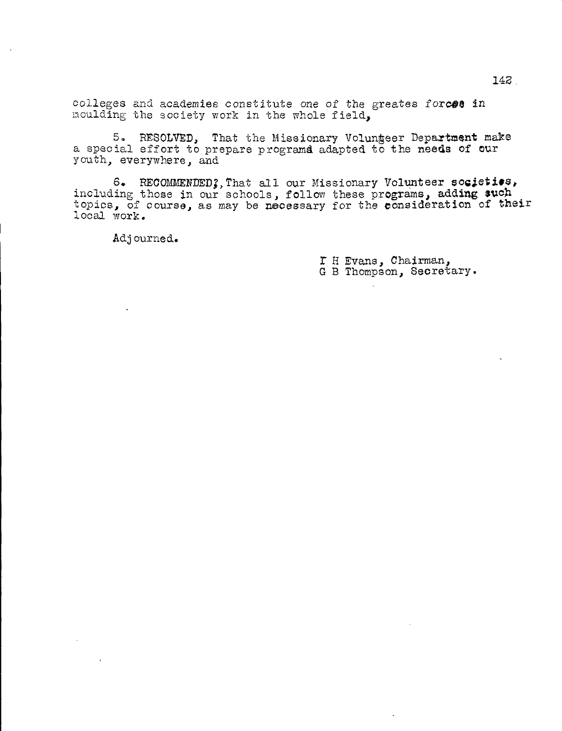colleges and academies constitute one of the greates forces in moulding the society work in the whole field,

5. RESOLVED, That the Missionary Volunteer Department make a special effort to prepare programs adapted to the needs of our youth, everywhere, and

6. RECOMMENDED, That all our Missionary Volunteer societies, including those in our schools, follow these programs, adding such topics, of course, as may be necessary for the consideration of their local work.

Adjourned.

I H Evans, Chairman,
G B Thompson, Secretary.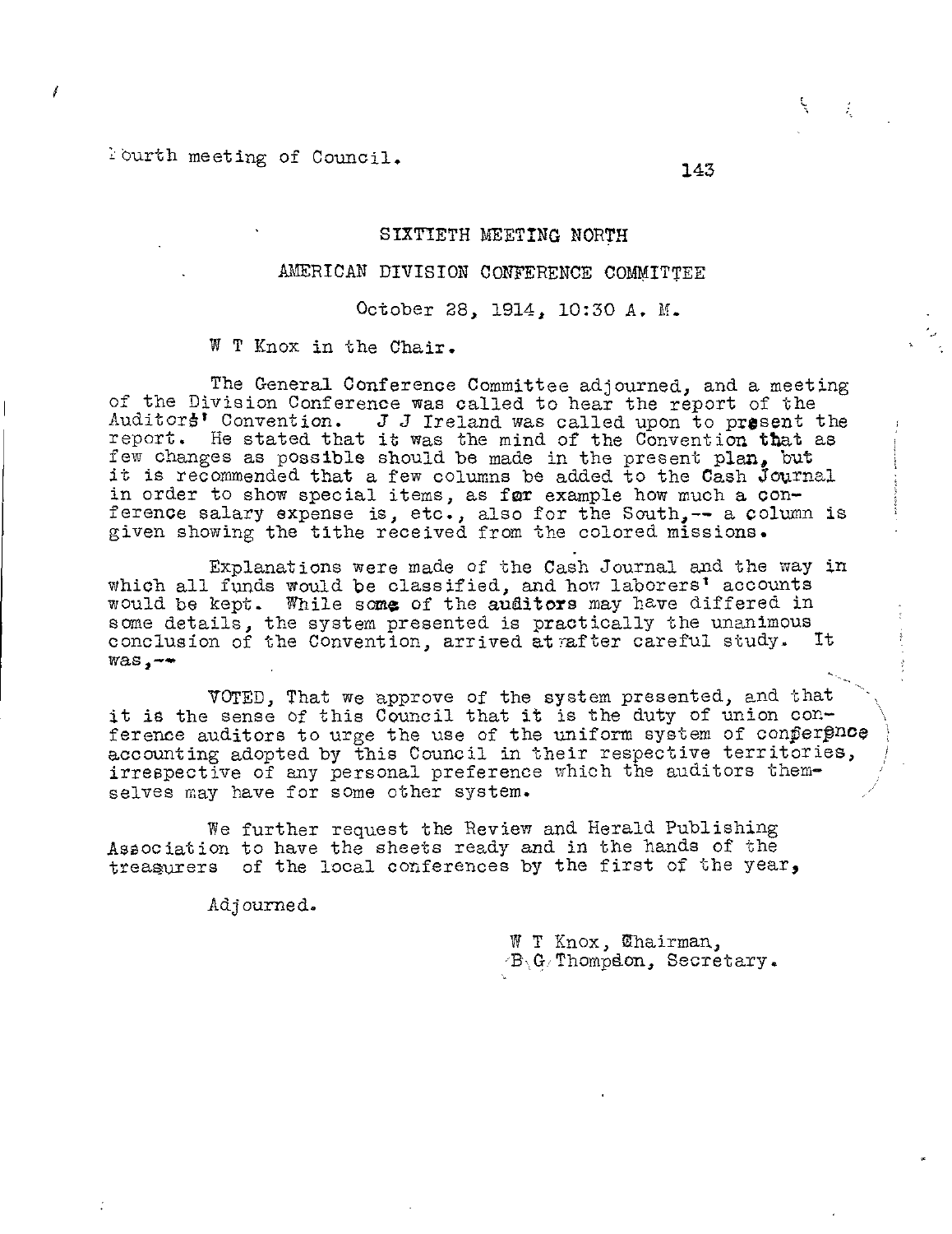Fourth meeting of Council.

SIXTIETH MEETING NORTH

AMERICAN DIVISION CONFERENCE COMMITTEE

October 28, 1914, 10:30 A. M.

W T Knox in the Chair.

The General Conference Committee adjourned, and a meeting of the Division Conference was called to hear the report of the Auditors' Convention. J J Ireland was called upon to present the report. He stated that it was the mind of the Convention that as few changes as possible should be made in the present plan, but it is recommended that a few columns be added to the Cash Journal in order to show special items, as for example how much a conference salary expense is, etc., also for the South,-- a column is given showing the tithe received from the colored missions.

Explanations were made of the Cash Journal and the way in which all funds would be classified, and how laborers' accounts would be kept. While some of the auditors may have differed in some details, the system presented is practically the unanimous conclusion of the Convention, arrived at after careful study. It was,--

VOTED, That we approve of the system presented, and that it is the sense of this Council that it is the duty of union conference auditors to urge the use of the uniform system of conference accounting adopted by this Council in their respective territories, irrespective of any personal preference which the auditors themselves may have for some other system.

We further request the Review and Herald Publishing Association to have the sheets ready and in the hands of the treasurers of the local conferences by the first of the year,

Adjourned.

W T Knox, Chairman,
B G Thompson, Secretary.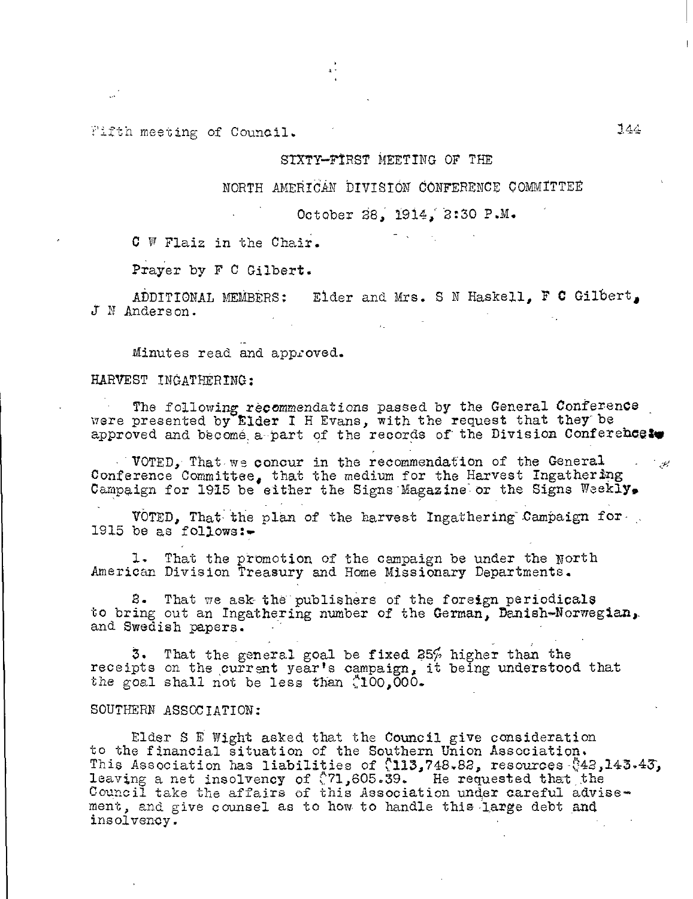Fifth meeting of Council.

SIXTY-FIRST MEETING OF THE

NORTH AMERICAN DIVISION CONFERENCE COMMITTEE

October 28, 1914, 2:30 P.M.

C W Flaiz in the Chair.

Prayer by F C Gilbert.

ADDITIONAL MEMBERS: Elder and Mrs. S N Haskell, F C Gilbert, J N Anderson.

Minutes read and approved.

HARVEST INGATHERING:

The following recommendations passed by the General Conference were presented by Elder I H Evans, with the request that they be approved and become a part of the records of the Division Conference.

VOTED, That we concur in the recommendation of the General Conference Committee, that the medium for the Harvest Ingathering Campaign for 1915 be either the Signs Magazine or the Signs Weekly.

VOTED, That the plan of the harvest Ingathering Campaign for 1915 be as follows:-

1. That the promotion of the campaign be under the North American Division Treasury and Home Missionary Departments.

2. That we ask the publishers of the foreign periodicals to bring out an Ingathering number of the German, Danish-Norwegian, and Swedish papers.

3. That the general goal be fixed 25% higher than the receipts on the current year's campaign, it being understood that the goal shall not be less than $100,000.

SOUTHERN ASSOCIATION:

Elder S E Wight asked that the Council give consideration to the financial situation of the Southern Union Association. This Association has liabilities of $113,748.82, resources $42,143.43, leaving a net insolvency of $71,605.39. He requested that the Council take the affairs of this Association under careful advisement, and give counsel as to how to handle this large debt and insolvency.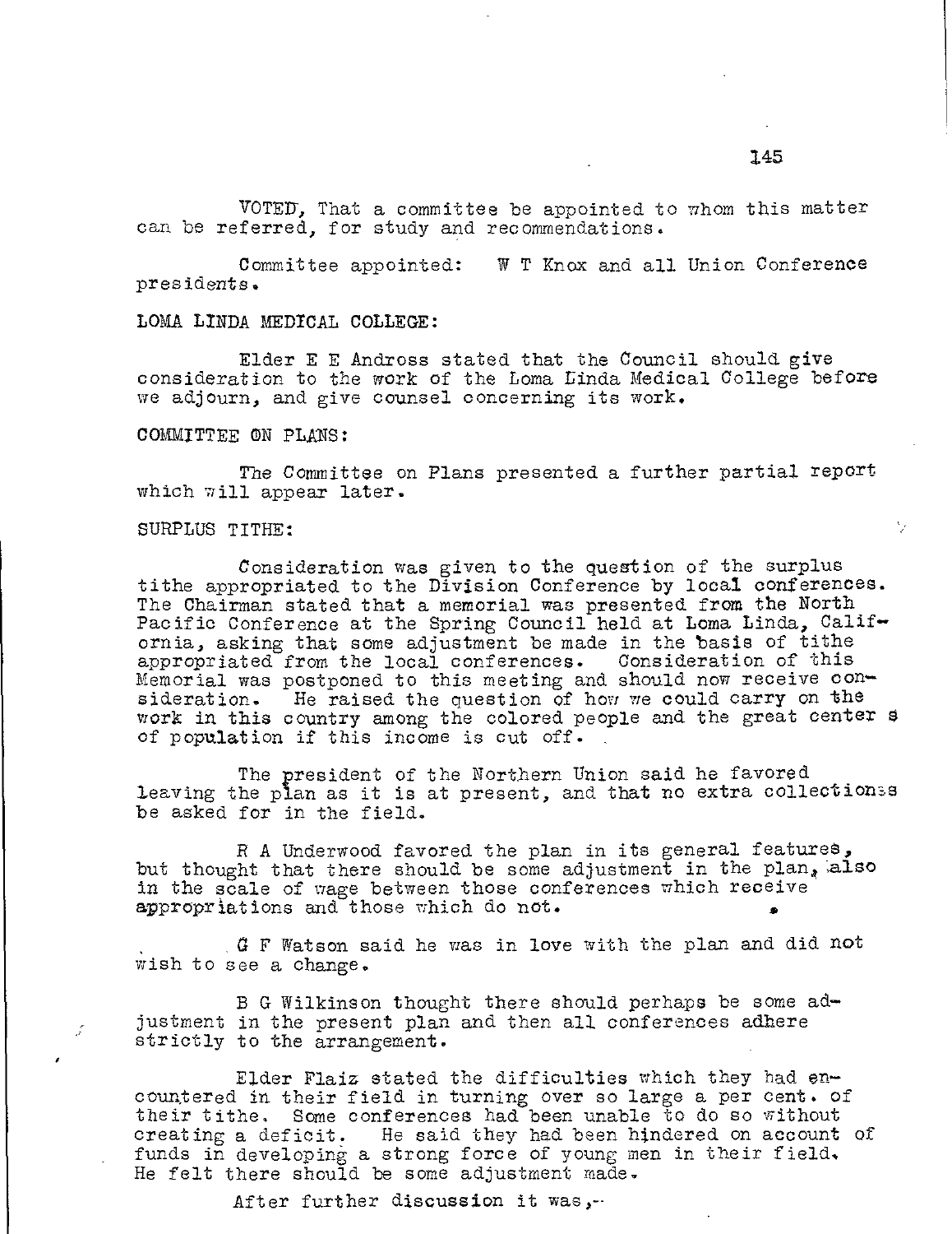VOTED, That a committee be appointed to whom this matter can be referred, for study and recommendations.

Committee appointed: W T Knox and all Union Conference presidents.

LOMA LINDA MEDICAL COLLEGE:

Elder E E Andross stated that the Council should give consideration to the work of the Loma Linda Medical College before we adjourn, and give counsel concerning its work.

COMMITTEE ON PLANS:

The Committee on Plans presented a further partial report which will appear later.

SURPLUS TITHE:

Consideration was given to the question of the surplus tithe appropriated to the Division Conference by local conferences. The Chairman stated that a memorial was presented from the North Pacific Conference at the Spring Council held at Loma Linda, California, asking that some adjustment be made in the basis of tithe appropriated from the local conferences. Consideration of this Memorial was postponed to this meeting and should now receive consideration. He raised the question of how we could carry on the work in this country among the colored people and the great centers of population if this income is cut off.

The president of the Northern Union said he favored leaving the plan as it is at present, and that no extra collections be asked for in the field.

R A Underwood favored the plan in its general features, but thought that there should be some adjustment in the plan, also in the scale of wage between those conferences which receive appropriations and those which do not.

G F Watson said he was in love with the plan and did not wish to see a change.

B G Wilkinson thought there should perhaps be some adjustment in the present plan and then all conferences adhere strictly to the arrangement.

Elder Flaiz stated the difficulties which they had encountered in their field in turning over so large a per cent. of their tithe. Some conferences had been unable to do so without creating a deficit. He said they had been hindered on account of funds in developing a strong force of young men in their field. He felt there should be some adjustment made.

After further discussion it was,--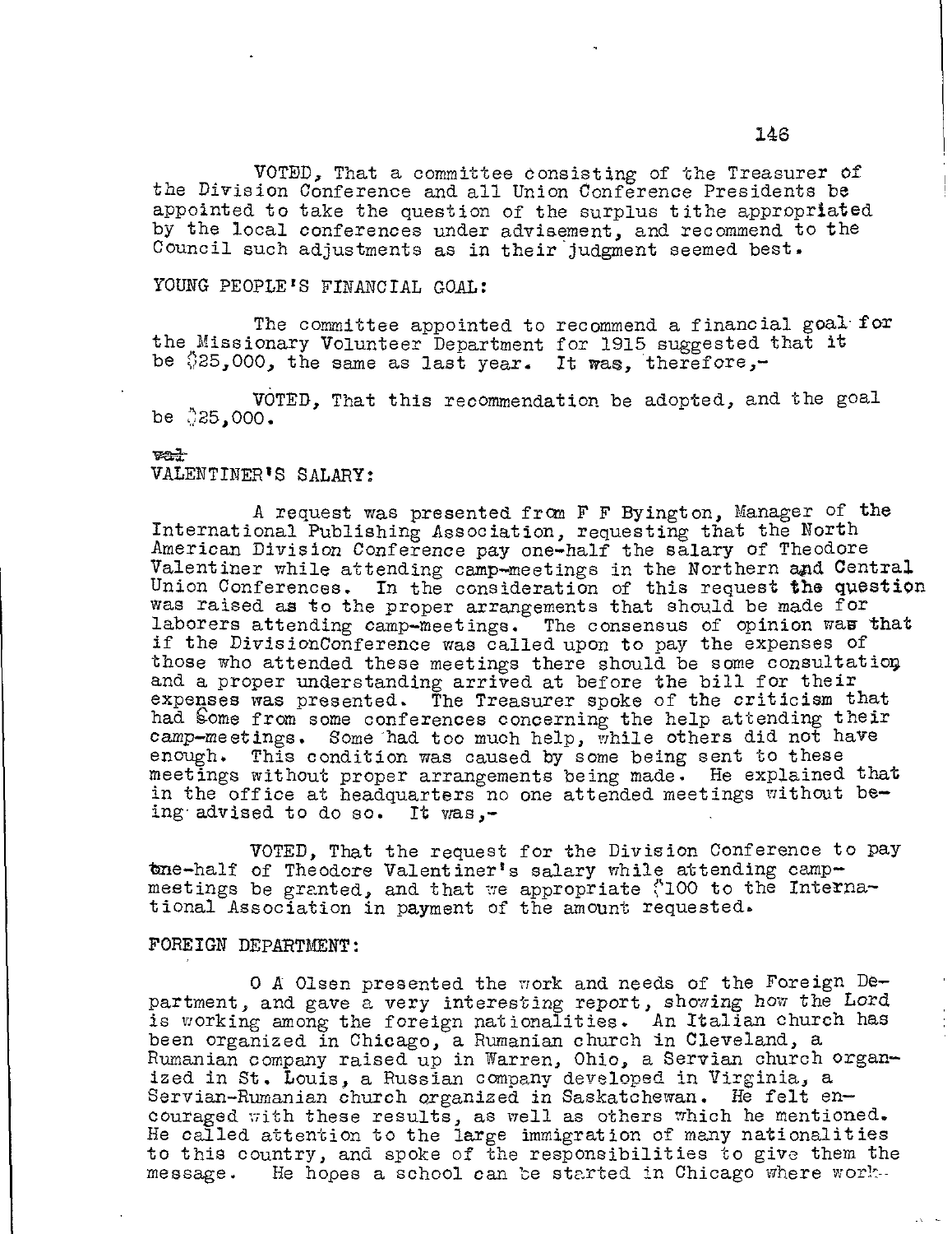VOTED, That a committee consisting of the Treasurer of the Division Conference and all Union Conference Presidents be appointed to take the question of the surplus tithe appropriated by the local conferences under advisement, and recommend to the Council such adjustments as in their judgment seemed best.

YOUNG PEOPLE'S FINANCIAL GOAL:

The committee appointed to recommend a financial goal for the Missionary Volunteer Department for 1915 suggested that it be $25,000, the same as last year. It was, therefore,-

VOTED, That this recommendation be adopted, and the goal be $25,000.

~~val~~

VALENTINER'S SALARY:

A request was presented from F F Byington, Manager of the International Publishing Association, requesting that the North American Division Conference pay one-half the salary of Theodore Valentiner while attending camp-meetings in the Northern and Central Union Conferences. In the consideration of this request the question was raised as to the proper arrangements that should be made for laborers attending camp-meetings. The consensus of opinion was that if the DivisionConference was called upon to pay the expenses of those who attended these meetings there should be some consultation and a proper understanding arrived at before the bill for their expenses was presented. The Treasurer spoke of the criticism that had come from some conferences concerning the help attending their camp-meetings. Some had too much help, while others did not have enough. This condition was caused by some being sent to these meetings without proper arrangements being made. He explained that in the office at headquarters no one attended meetings without being advised to do so. It was,-

VOTED, That the request for the Division Conference to pay one-half of Theodore Valentiner's salary while attending camp-meetings be granted, and that we appropriate $100 to the International Association in payment of the amount requested.

FOREIGN DEPARTMENT:

O A Olsen presented the work and needs of the Foreign Department, and gave a very interesting report, showing how the Lord is working among the foreign nationalities. An Italian church has been organized in Chicago, a Rumanian church in Cleveland, a Rumanian company raised up in Warren, Ohio, a Servian church organized in St. Louis, a Russian company developed in Virginia, a Servian-Rumanian church organized in Saskatchewan. He felt encouraged with these results, as well as others which he mentioned. He called attention to the large immigration of many nationalities to this country, and spoke of the responsibilities to give them the message. He hopes a school can be started in Chicago where work-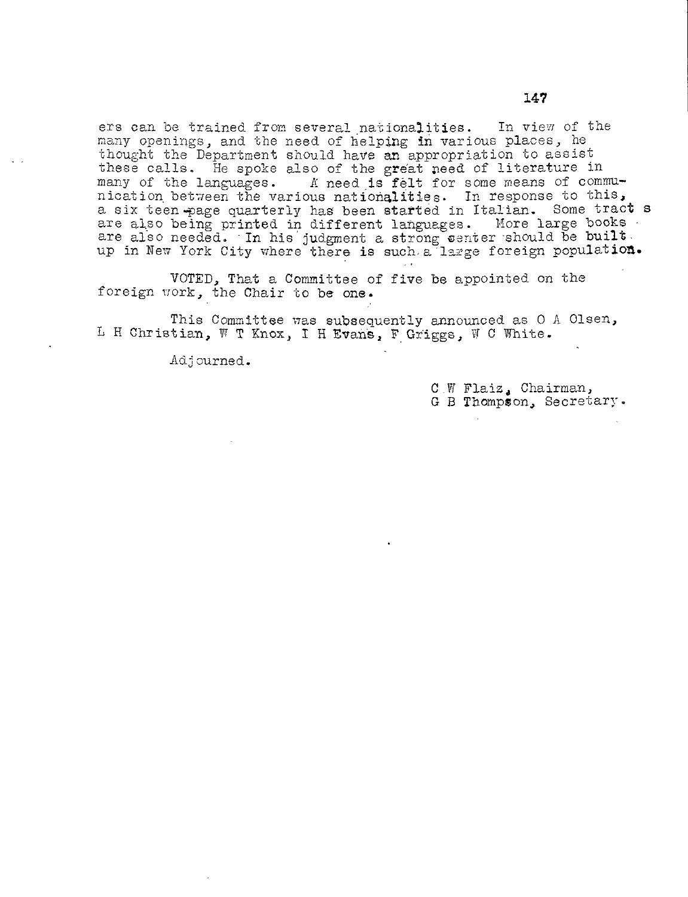ers can be trained from several nationalities. In view of the many openings, and the need of helping in various places, he thought the Department should have an appropriation to assist these calls. He spoke also of the great need of literature in many of the languages. A need is felt for some means of communication between the various nationalities. In response to this, a six teen-page quarterly has been started in Italian. Some tract s are also being printed in different languages. More large books are also needed. In his judgment a strong center should be built up in New York City where there is such a large foreign population.

VOTED, That a Committee of five be appointed on the foreign work, the Chair to be one.

This Committee was subsequently announced as O A Olsen, L H Christian, W T Knox, I H Evans, F Griggs, W C White.

Adjourned.

C W Flaiz, Chairman,
G B Thompson, Secretary.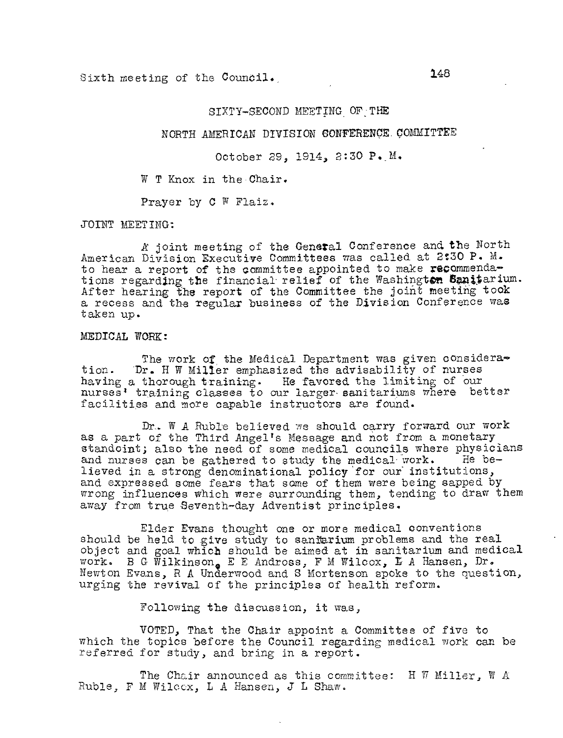Sixth meeting of the Council.

SIXTY-SECOND MEETING OF THE

NORTH AMERICAN DIVISION CONFERENCE COMMITTEE

October 29, 1914, 2:30 P. M.

W T Knox in the Chair.

Prayer by C W Flaiz.

JOINT MEETING:

A joint meeting of the General Conference and the North American Division Executive Committees was called at 2:30 P. M. to hear a report of the committee appointed to make recommendations regarding the financial relief of the Washington Sanitarium. After hearing the report of the Committee the joint meeting took a recess and the regular business of the Division Conference was taken up.

MEDICAL WORK:

The work of the Medical Department was given consideration. Dr. H W Miller emphasized the advisability of nurses having a thorough training. He favored the limiting of our nurses' training classes to our larger sanitariums where better facilities and more capable instructors are found.

Dr. W A Ruble believed we should carry forward our work as a part of the Third Angel's Message and not from a monetary standoint; also the need of some medical councils where physicians and nurses can be gathered to study the medical work. He believed in a strong denominational policy for our institutions, and expressed some fears that some of them were being sapped by wrong influences which were surrounding them, tending to draw them away from true Seventh-day Adventist principles.

Elder Evans thought one or more medical conventions should be held to give study to sanitarium problems and the real object and goal which should be aimed at in sanitarium and medical work. B G Wilkinson, E E Andross, F M Wilcox, L A Hansen, Dr. Newton Evans, R A Underwood and S Mortenson spoke to the question, urging the revival of the principles of health reform.

Following the discussion, it was,

VOTED, That the Chair appoint a Committee of five to which the topics before the Council regarding medical work can be referred for study, and bring in a report.

The Chair announced as this committee: H W Miller, W A Ruble, F M Wilcox, L A Hansen, J L Shaw.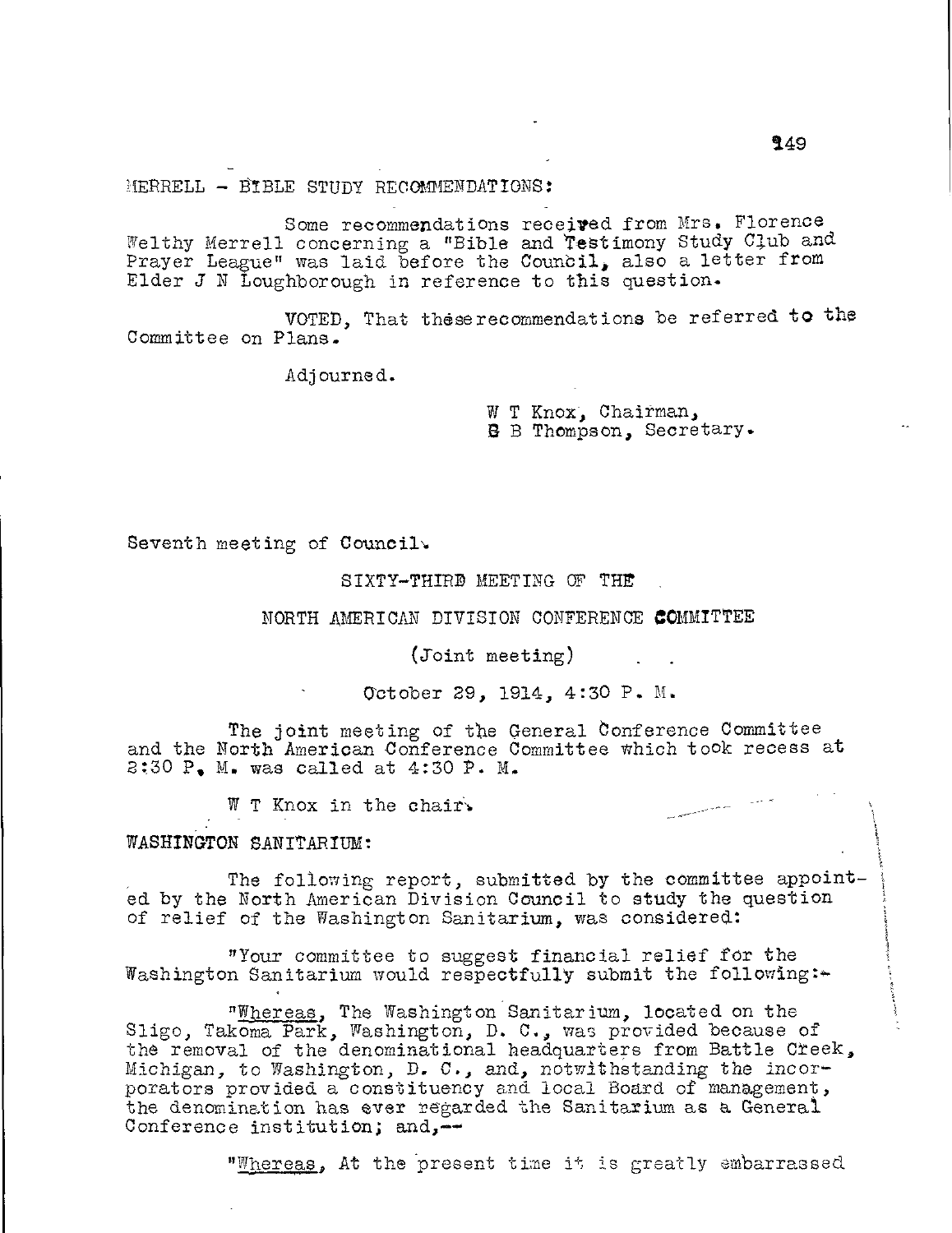MERRELL - BIBLE STUDY RECOMMENDATIONS:

Some recommendations received from Mrs. Florence Welthy Merrell concerning a "Bible and Testimony Study Club and Prayer League" was laid before the Council, also a letter from Elder J N Loughborough in reference to this question.

VOTED, That these recommendations be referred to the Committee on Plans.

Adjourned.

W T Knox, Chairman,
G B Thompson, Secretary.

Seventh meeting of Council.

SIXTY-THIRD MEETING OF THE

NORTH AMERICAN DIVISION CONFERENCE COMMITTEE

(Joint meeting)

October 29, 1914, 4:30 P. M.

The joint meeting of the General Conference Committee and the North American Conference Committee which took recess at 3:30 P. M. was called at 4:30 P. M.

W T Knox in the chair.

WASHINGTON SANITARIUM:

The following report, submitted by the committee appointed by the North American Division Council to study the question of relief of the Washington Sanitarium, was considered:

"Your committee to suggest financial relief for the Washington Sanitarium would respectfully submit the following:-

"Whereas, The Washington Sanitarium, located on the Sligo, Takoma Park, Washington, D. C., was provided because of the removal of the denominational headquarters from Battle Creek, Michigan, to Washington, D. C., and, notwithstanding the incorporators provided a constituency and local Board of management, the denomination has ever regarded the Sanitarium as a General Conference institution; and,--

"Whereas, At the present time it is greatly embarrassed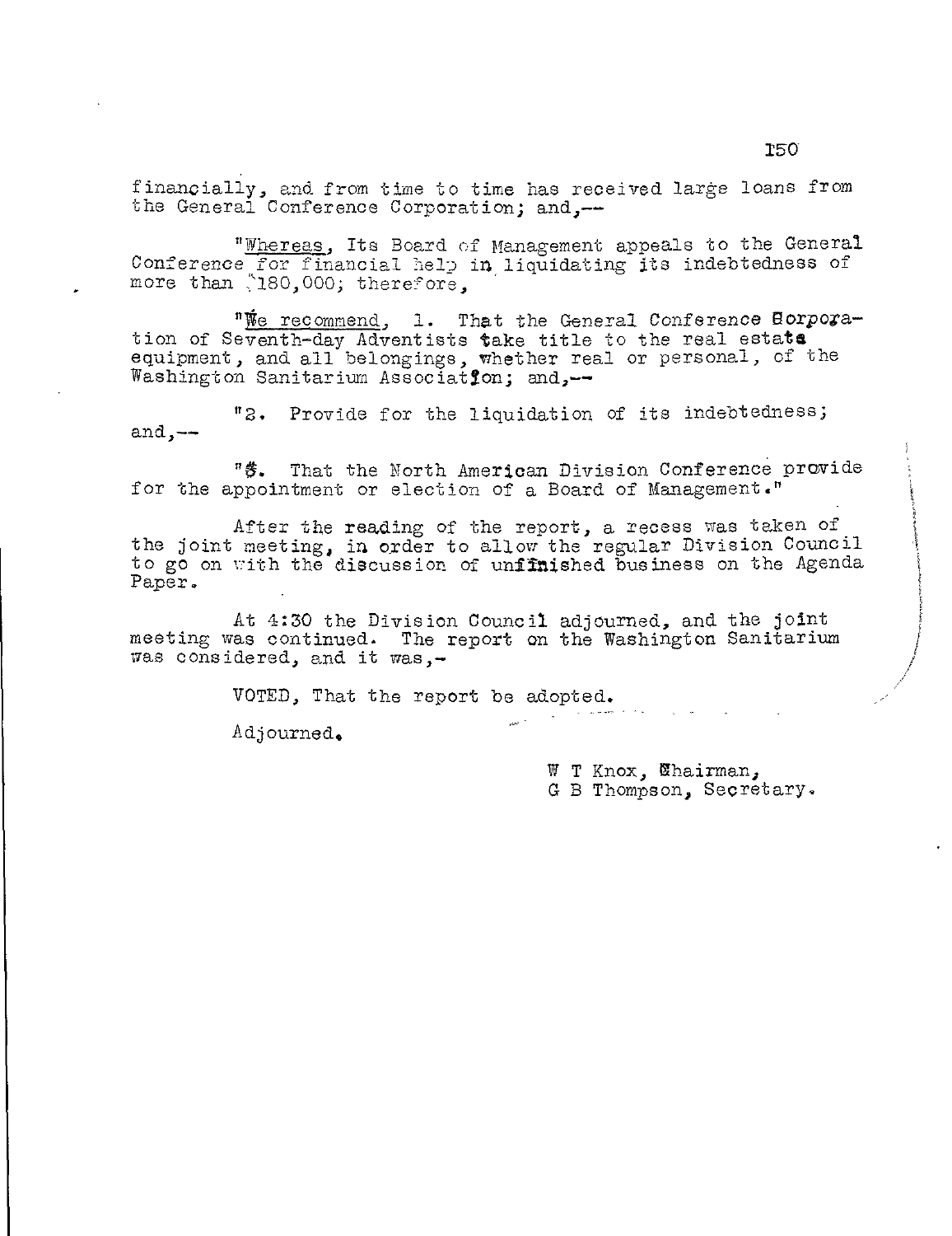financially, and from time to time has received large loans from the General Conference Corporation; and,--

"_Whereas_, Its Board of Management appeals to the General Conference for financial help in liquidating its indebtedness of more than $180,000; therefore,

"_We recommend_, 1. That the General Conference Corporation of Seventh-day Adventists take title to the real estate equipment, and all belongings, whether real or personal, of the Washington Sanitarium Association; and,--

"2. Provide for the liquidation of its indebtedness; and,--

"3. That the North American Division Conference provide for the appointment or election of a Board of Management."

After the reading of the report, a recess was taken of the joint meeting, in order to allow the regular Division Council to go on with the discussion of unfinished business on the Agenda Paper.

At 4:30 the Division Council adjourned, and the joint meeting was continued. The report on the Washington Sanitarium was considered, and it was,-

VOTED, That the report be adopted.

Adjourned.

W T Knox, Chairman,
G B Thompson, Secretary.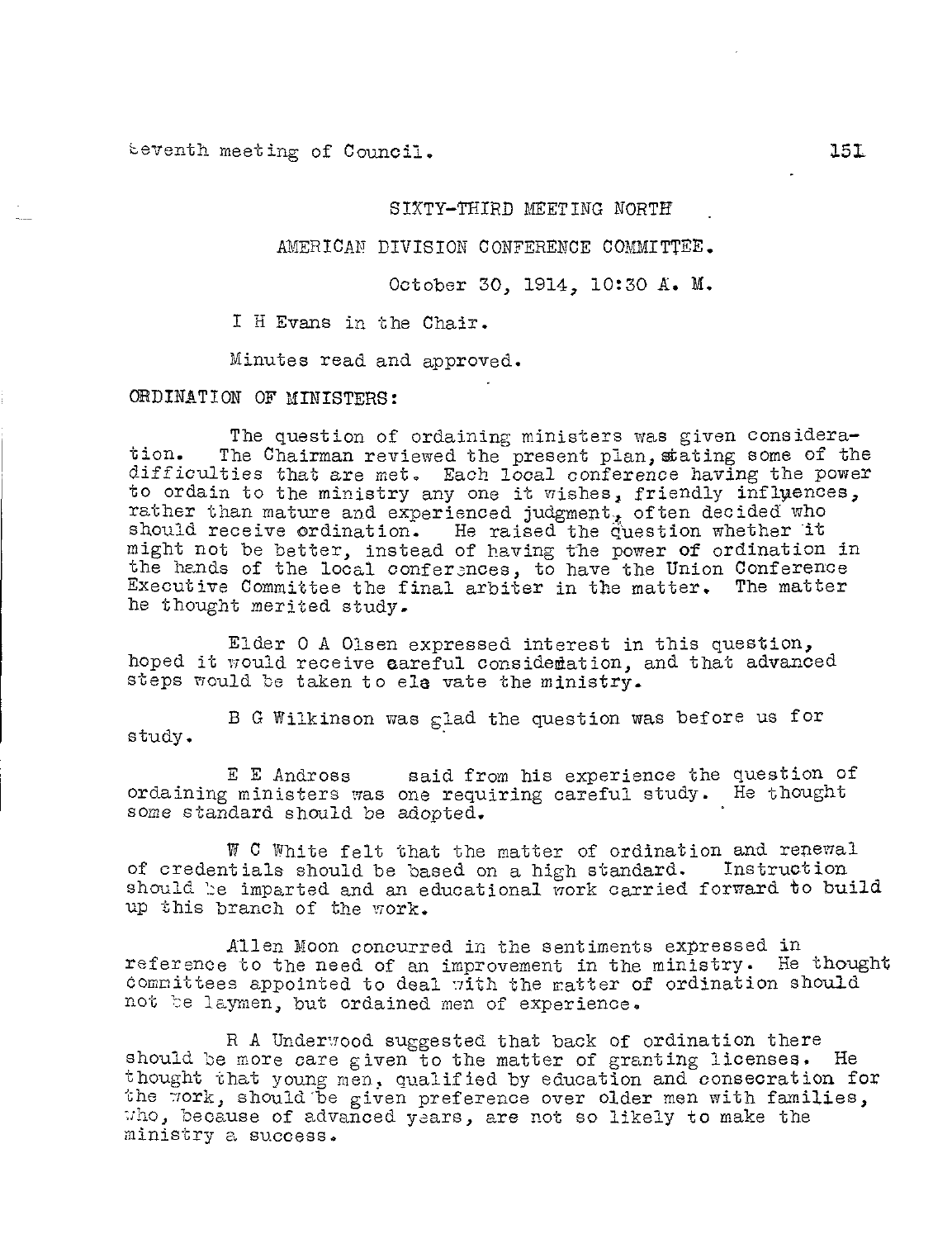Seventh meeting of Council.

SIXTY-THIRD MEETING NORTH AMERICAN DIVISION CONFERENCE COMMITTEE.

October 30, 1914, 10:30 A. M.

I H Evans in the Chair.

Minutes read and approved.

ORDINATION OF MINISTERS:

The question of ordaining ministers was given consideration. The Chairman reviewed the present plan, stating some of the difficulties that are met. Each local conference having the power to ordain to the ministry any one it wishes, friendly influences, rather than mature and experienced judgment, often decided who should receive ordination. He raised the question whether it might not be better, instead of having the power of ordination in the hands of the local conferences, to have the Union Conference Executive Committee the final arbiter in the matter. The matter he thought merited study.

Elder O A Olsen expressed interest in this question, hoped it would receive careful consideration, and that advanced steps would be taken to elevate the ministry.

B G Wilkinson was glad the question was before us for study.

E E Andross said from his experience the question of ordaining ministers was one requiring careful study. He thought some standard should be adopted.

W C White felt that the matter of ordination and renewal of credentials should be based on a high standard. Instruction should be imparted and an educational work carried forward to build up this branch of the work.

Allen Moon concurred in the sentiments expressed in reference to the need of an improvement in the ministry. He thought committees appointed to deal with the matter of ordination should not be laymen, but ordained men of experience.

R A Underwood suggested that back of ordination there should be more care given to the matter of granting licenses. He thought that young men, qualified by education and consecration for the work, should be given preference over older men with families, who, because of advanced years, are not so likely to make the ministry a success.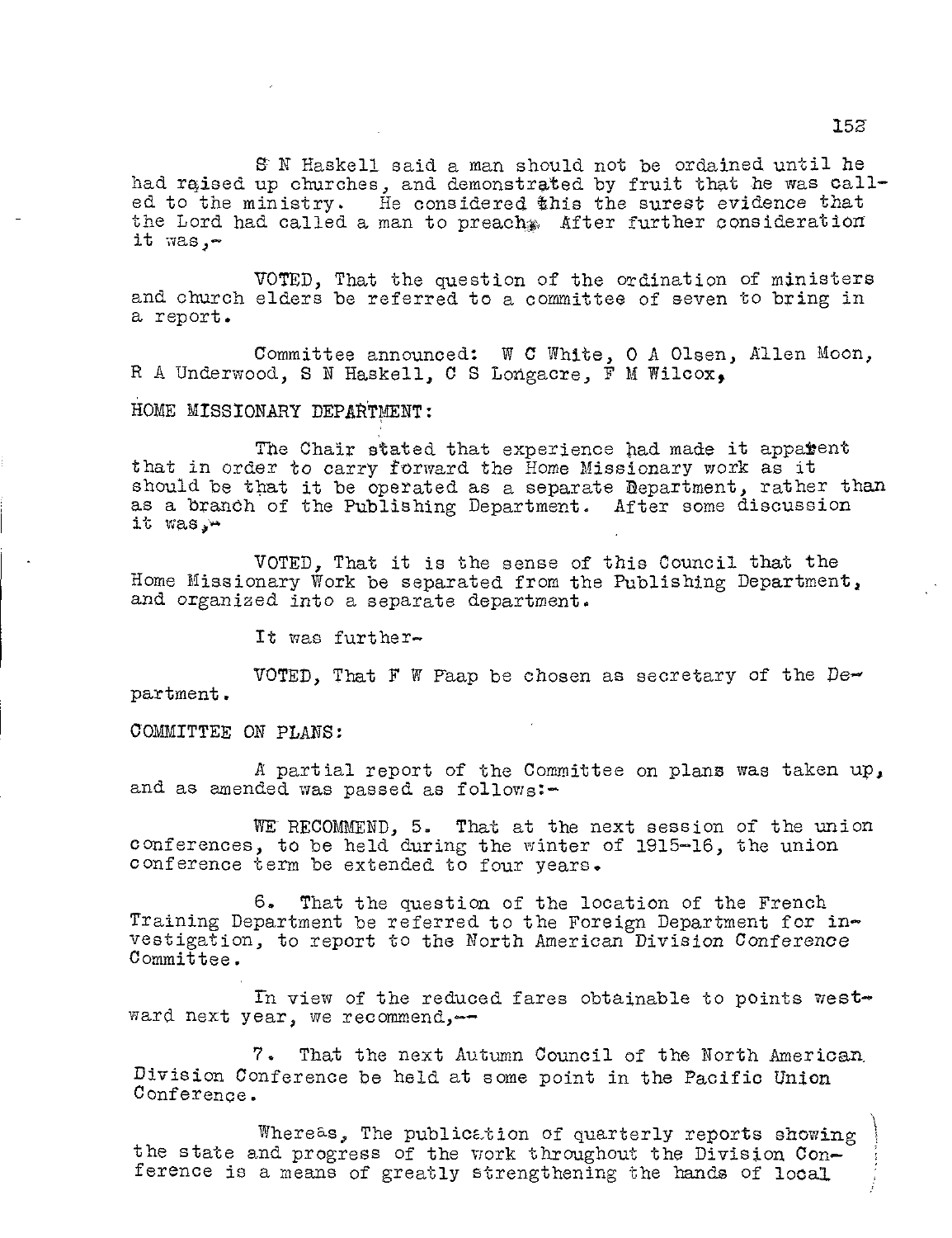S N Haskell said a man should not be ordained until he had raised up churches, and demonstrated by fruit that he was called to the ministry. He considered this the surest evidence that the Lord had called a man to preach. After further consideration it was,-

VOTED, That the question of the ordination of ministers and church elders be referred to a committee of seven to bring in a report.

Committee announced: W C White, O A Olsen, Allen Moon, R A Underwood, S N Haskell, C S Longacre, F M Wilcox,

HOME MISSIONARY DEPARTMENT:

The Chair stated that experience had made it apparent that in order to carry forward the Home Missionary work as it should be that it be operated as a separate Department, rather than as a branch of the Publishing Department. After some discussion it was,-

VOTED, That it is the sense of this Council that the Home Missionary Work be separated from the Publishing Department, and organized into a separate department.

It was further-

VOTED, That F W Paap be chosen as secretary of the Department.

COMMITTEE ON PLANS:

A partial report of the Committee on plans was taken up, and as amended was passed as follows:-

WE RECOMMEND, 5. That at the next session of the union conferences, to be held during the winter of 1915-16, the union conference term be extended to four years.

6. That the question of the location of the French Training Department be referred to the Foreign Department for investigation, to report to the North American Division Conference Committee.

In view of the reduced fares obtainable to points westward next year, we recommend,--

7. That the next Autumn Council of the North American Division Conference be held at some point in the Pacific Union Conference.

Whereas, The publication of quarterly reports showing the state and progress of the work throughout the Division Conference is a means of greatly strengthening the hands of local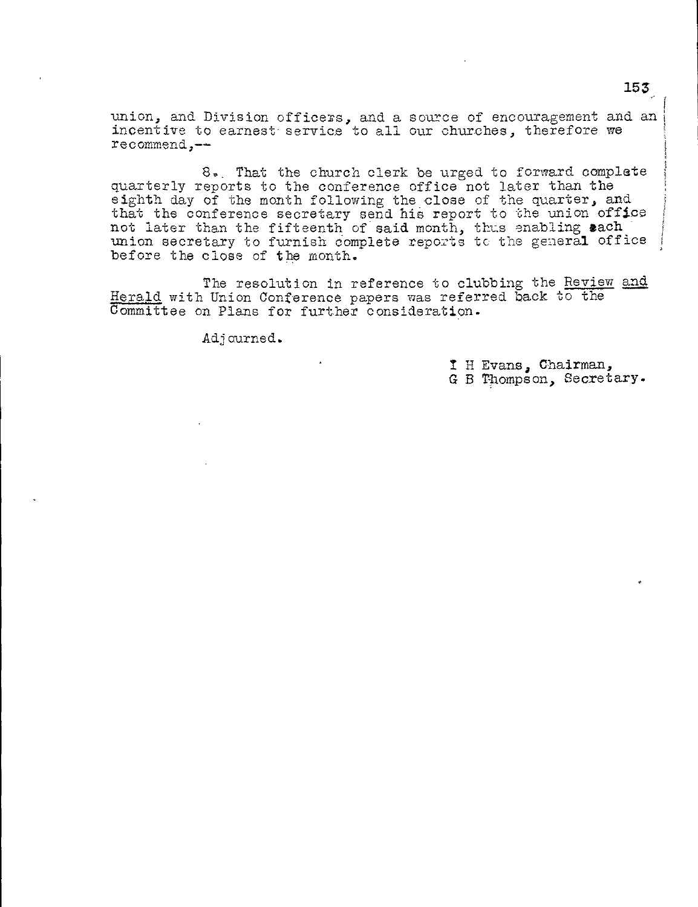union, and Division officers, and a source of encouragement and an incentive to earnest service to all our churches, therefore we recommend,--

8. That the church clerk be urged to forward complete quarterly reports to the conference office not later than the eighth day of the month following the close of the quarter, and that the conference secretary send his report to the union office not later than the fifteenth of said month, thus enabling each union secretary to furnish complete reports to the general office before the close of the month.

The resolution in reference to clubbing the Review and Herald with Union Conference papers was referred back to the Committee on Plans for further consideration.

Adjourned.

I H Evans, Chairman,
G B Thompson, Secretary.